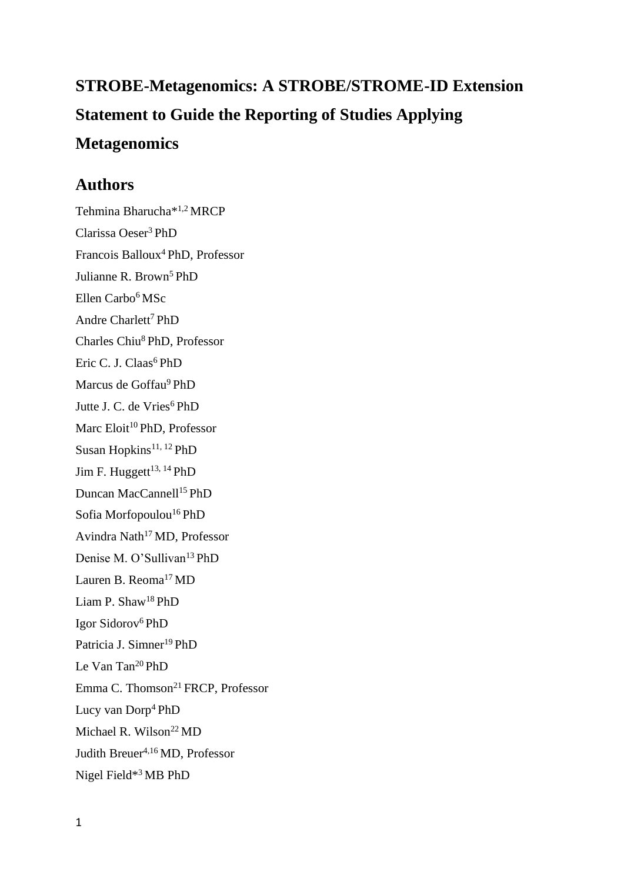# STROBE-Metagenomics: A STROBE/STROME-ID Extension Statement to Guide the Reporting of Studies Applying Metagenomics

## Authors

Tehmina Bharucha*[1,2] MRCP

Clarissa Oeser[3] PhD

Francois Balloux[4] PhD, Professor

Julianne R. Brown[5] PhD

Ellen Carbo[6] MSc

Andre Charlett[7] PhD

Charles Chiu[8] PhD, Professor

Eric C. J. Claas[6] PhD

Marcus de Goffau[9] PhD

Jutte J. C. de Vries[6] PhD

Marc Eloit[10] PhD, Professor

Susan Hopkins[11, 12] PhD

Jim F. Huggett[13, 14] PhD

Duncan MacCannell[15] PhD

Sofia Morfopoulou[16] PhD

Avindra Nath[17] MD, Professor

Denise M. O'Sullivan[13] PhD

Lauren B. Reoma[17] MD

Liam P. Shaw[18] PhD

Igor Sidorov[6] PhD

Patricia J. Simner[19] PhD

Le Van Tan[20] PhD

Emma C. Thomson[21] FRCP, Professor

Lucy van Dorp[4] PhD

Michael R. Wilson[22] MD

Judith Breuer[4,16] MD, Professor

Nigel Field*[3] MB PhD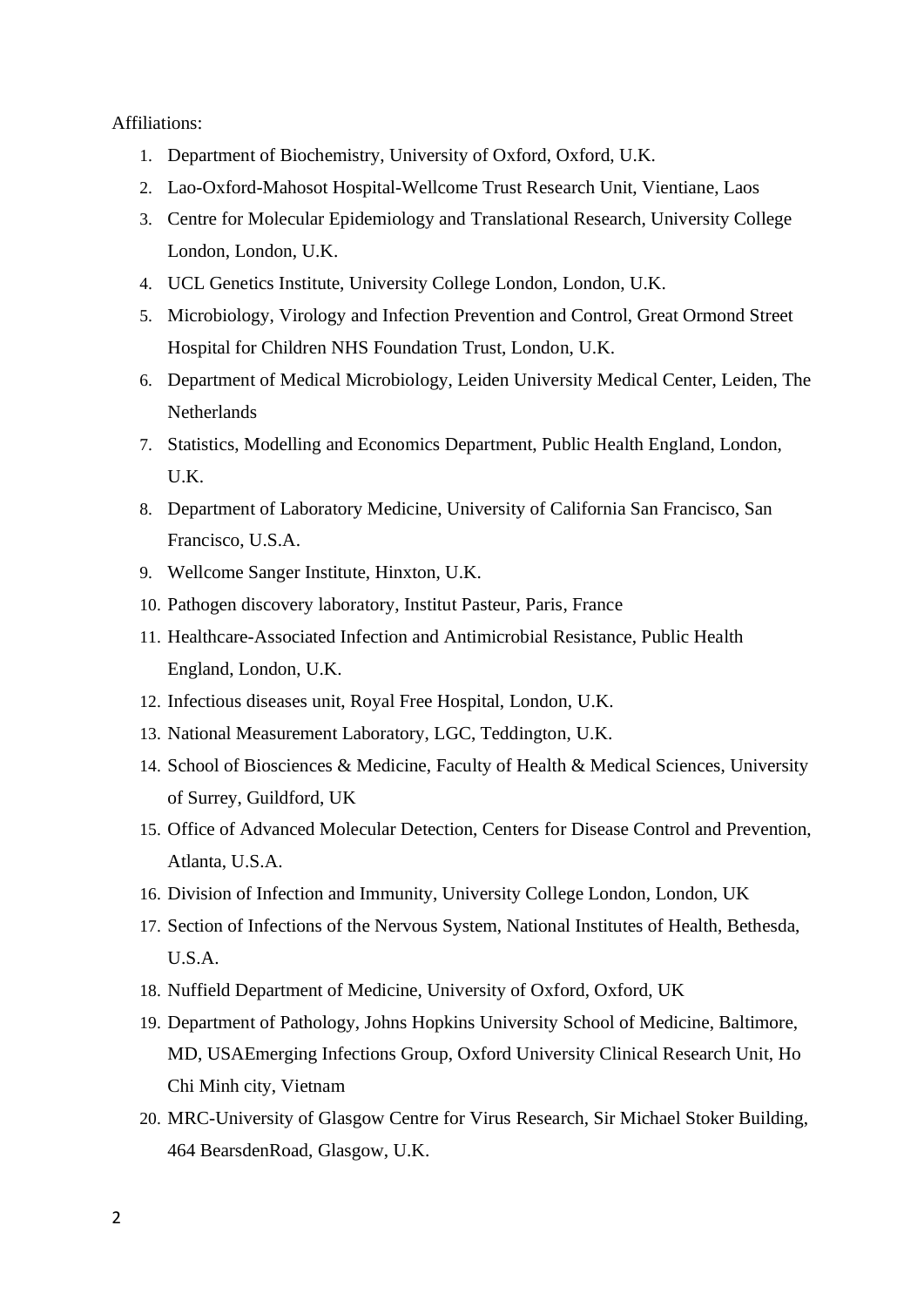Affiliations:

1. Department of Biochemistry, University of Oxford, Oxford, U.K.
2. Lao-Oxford-Mahosot Hospital-Wellcome Trust Research Unit, Vientiane, Laos
3. Centre for Molecular Epidemiology and Translational Research, University College London, London, U.K.
4. UCL Genetics Institute, University College London, London, U.K.
5. Microbiology, Virology and Infection Prevention and Control, Great Ormond Street Hospital for Children NHS Foundation Trust, London, U.K.
6. Department of Medical Microbiology, Leiden University Medical Center, Leiden, The Netherlands
7. Statistics, Modelling and Economics Department, Public Health England, London, U.K.
8. Department of Laboratory Medicine, University of California San Francisco, San Francisco, U.S.A.
9. Wellcome Sanger Institute, Hinxton, U.K.
10. Pathogen discovery laboratory, Institut Pasteur, Paris, France
11. Healthcare-Associated Infection and Antimicrobial Resistance, Public Health England, London, U.K.
12. Infectious diseases unit, Royal Free Hospital, London, U.K.
13. National Measurement Laboratory, LGC, Teddington, U.K.
14. School of Biosciences & Medicine, Faculty of Health & Medical Sciences, University of Surrey, Guildford, UK
15. Office of Advanced Molecular Detection, Centers for Disease Control and Prevention, Atlanta, U.S.A.
16. Division of Infection and Immunity, University College London, London, UK
17. Section of Infections of the Nervous System, National Institutes of Health, Bethesda, U.S.A.
18. Nuffield Department of Medicine, University of Oxford, Oxford, UK
19. Department of Pathology, Johns Hopkins University School of Medicine, Baltimore, MD, USAEmerging Infections Group, Oxford University Clinical Research Unit, Ho Chi Minh city, Vietnam
20. MRC-University of Glasgow Centre for Virus Research, Sir Michael Stoker Building, 464 BearsdenRoad, Glasgow, U.K.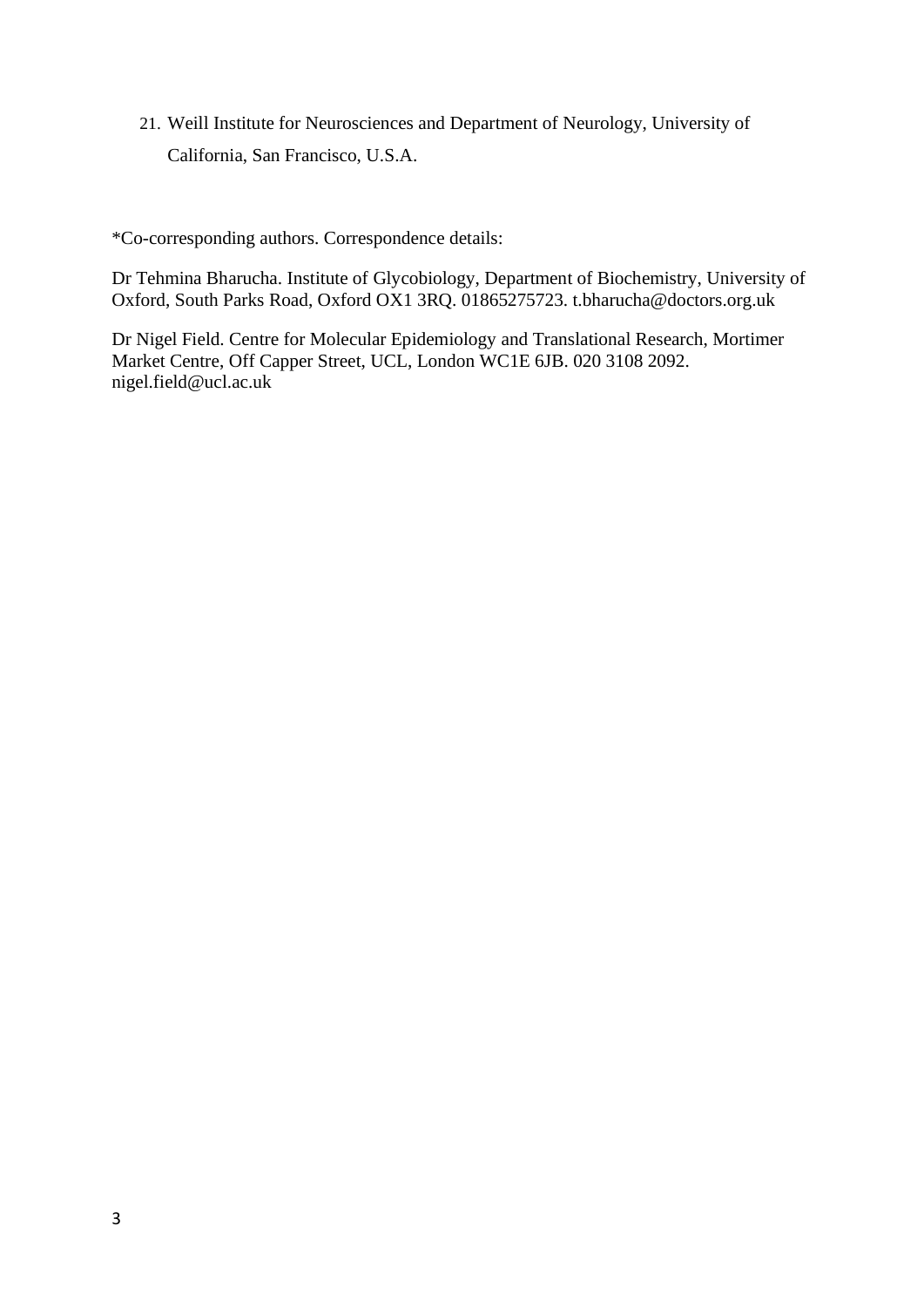21. Weill Institute for Neurosciences and Department of Neurology, University of California, San Francisco, U.S.A.

*Co-corresponding authors. Correspondence details:

Dr Tehmina Bharucha. Institute of Glycobiology, Department of Biochemistry, University of Oxford, South Parks Road, Oxford OX1 3RQ. 01865275723. t.bharucha@doctors.org.uk

Dr Nigel Field. Centre for Molecular Epidemiology and Translational Research, Mortimer Market Centre, Off Capper Street, UCL, London WC1E 6JB. 020 3108 2092. nigel.field@ucl.ac.uk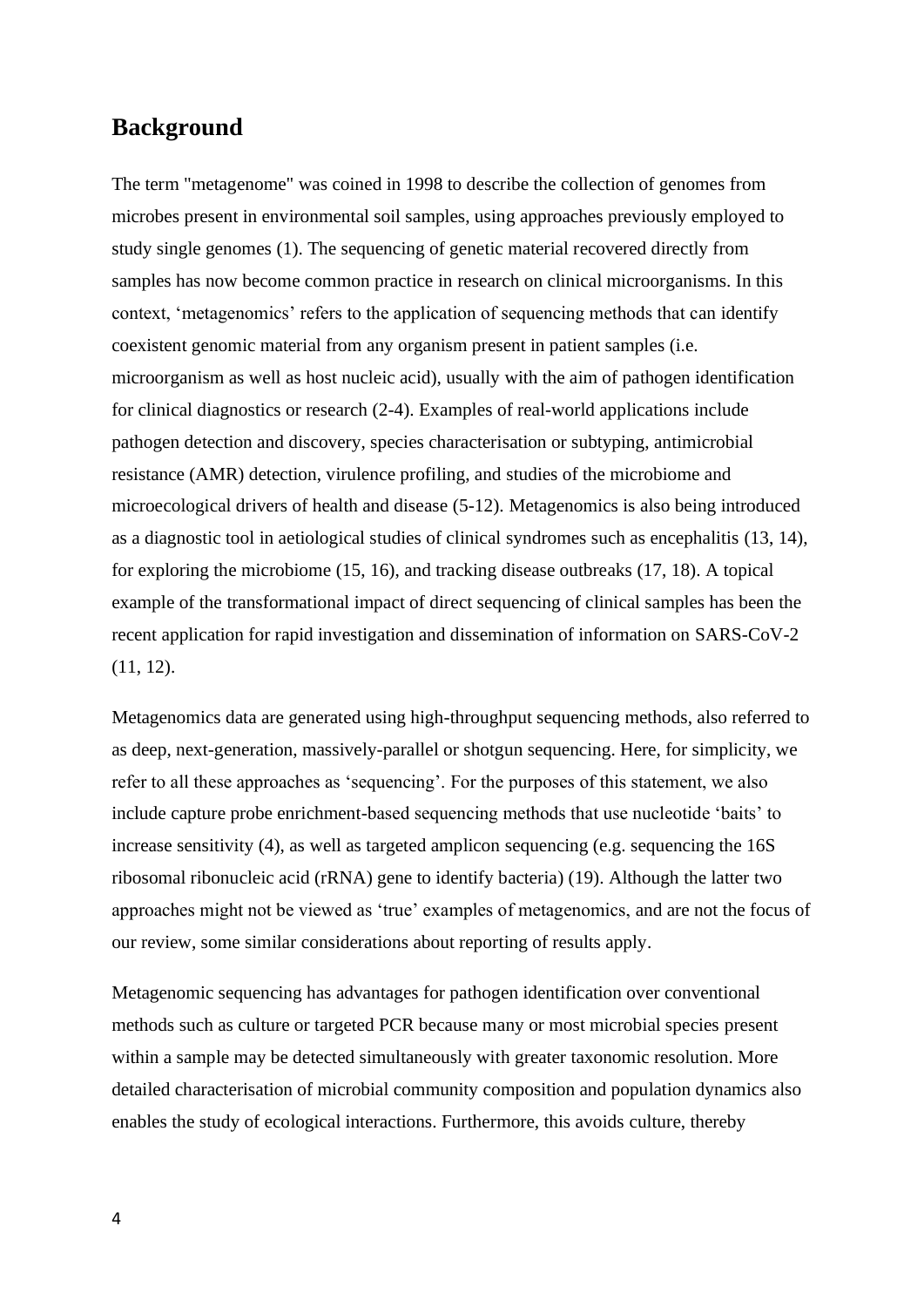## Background

The term "metagenome" was coined in 1998 to describe the collection of genomes from microbes present in environmental soil samples, using approaches previously employed to study single genomes (1). The sequencing of genetic material recovered directly from samples has now become common practice in research on clinical microorganisms. In this context, 'metagenomics' refers to the application of sequencing methods that can identify coexistent genomic material from any organism present in patient samples (i.e. microorganism as well as host nucleic acid), usually with the aim of pathogen identification for clinical diagnostics or research (2-4). Examples of real-world applications include pathogen detection and discovery, species characterisation or subtyping, antimicrobial resistance (AMR) detection, virulence profiling, and studies of the microbiome and microecological drivers of health and disease (5-12). Metagenomics is also being introduced as a diagnostic tool in aetiological studies of clinical syndromes such as encephalitis (13, 14), for exploring the microbiome (15, 16), and tracking disease outbreaks (17, 18). A topical example of the transformational impact of direct sequencing of clinical samples has been the recent application for rapid investigation and dissemination of information on SARS-CoV-2 (11, 12).

Metagenomics data are generated using high-throughput sequencing methods, also referred to as deep, next-generation, massively-parallel or shotgun sequencing. Here, for simplicity, we refer to all these approaches as 'sequencing'. For the purposes of this statement, we also include capture probe enrichment-based sequencing methods that use nucleotide 'baits' to increase sensitivity (4), as well as targeted amplicon sequencing (e.g. sequencing the 16S ribosomal ribonucleic acid (rRNA) gene to identify bacteria) (19). Although the latter two approaches might not be viewed as 'true' examples of metagenomics, and are not the focus of our review, some similar considerations about reporting of results apply.

Metagenomic sequencing has advantages for pathogen identification over conventional methods such as culture or targeted PCR because many or most microbial species present within a sample may be detected simultaneously with greater taxonomic resolution. More detailed characterisation of microbial community composition and population dynamics also enables the study of ecological interactions. Furthermore, this avoids culture, thereby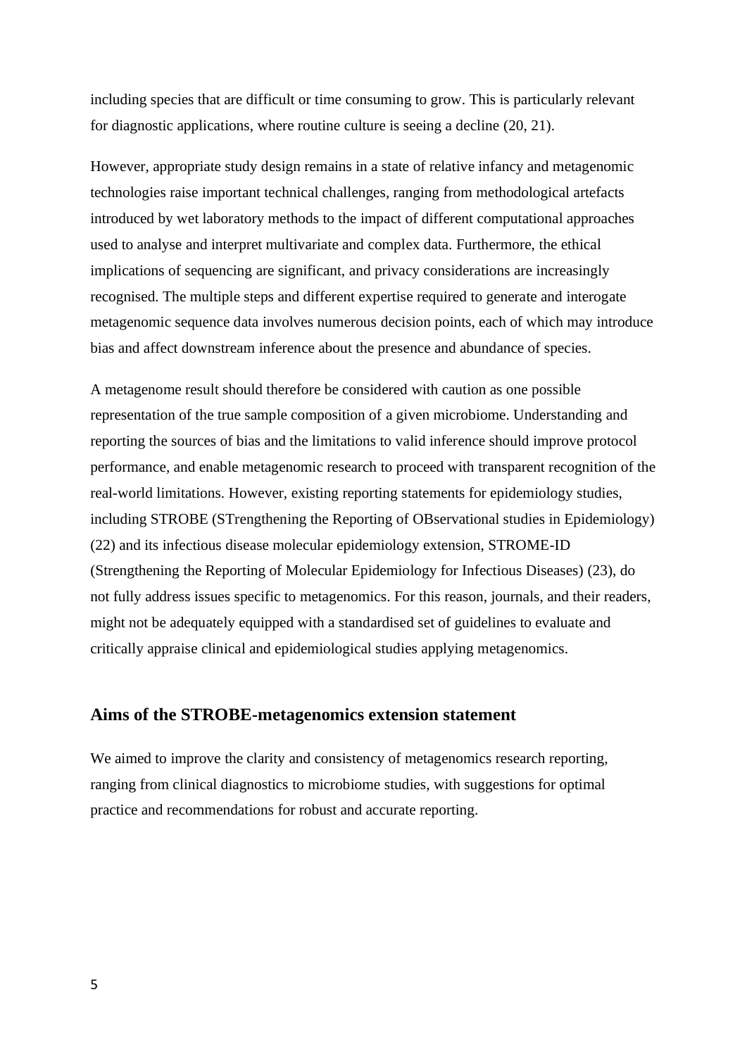including species that are difficult or time consuming to grow. This is particularly relevant for diagnostic applications, where routine culture is seeing a decline (20, 21).

However, appropriate study design remains in a state of relative infancy and metagenomic technologies raise important technical challenges, ranging from methodological artefacts introduced by wet laboratory methods to the impact of different computational approaches used to analyse and interpret multivariate and complex data. Furthermore, the ethical implications of sequencing are significant, and privacy considerations are increasingly recognised. The multiple steps and different expertise required to generate and interogate metagenomic sequence data involves numerous decision points, each of which may introduce bias and affect downstream inference about the presence and abundance of species.

A metagenome result should therefore be considered with caution as one possible representation of the true sample composition of a given microbiome. Understanding and reporting the sources of bias and the limitations to valid inference should improve protocol performance, and enable metagenomic research to proceed with transparent recognition of the real-world limitations. However, existing reporting statements for epidemiology studies, including STROBE (STrengthening the Reporting of OBservational studies in Epidemiology) (22) and its infectious disease molecular epidemiology extension, STROME-ID (Strengthening the Reporting of Molecular Epidemiology for Infectious Diseases) (23), do not fully address issues specific to metagenomics. For this reason, journals, and their readers, might not be adequately equipped with a standardised set of guidelines to evaluate and critically appraise clinical and epidemiological studies applying metagenomics.

## Aims of the STROBE-metagenomics extension statement

We aimed to improve the clarity and consistency of metagenomics research reporting, ranging from clinical diagnostics to microbiome studies, with suggestions for optimal practice and recommendations for robust and accurate reporting.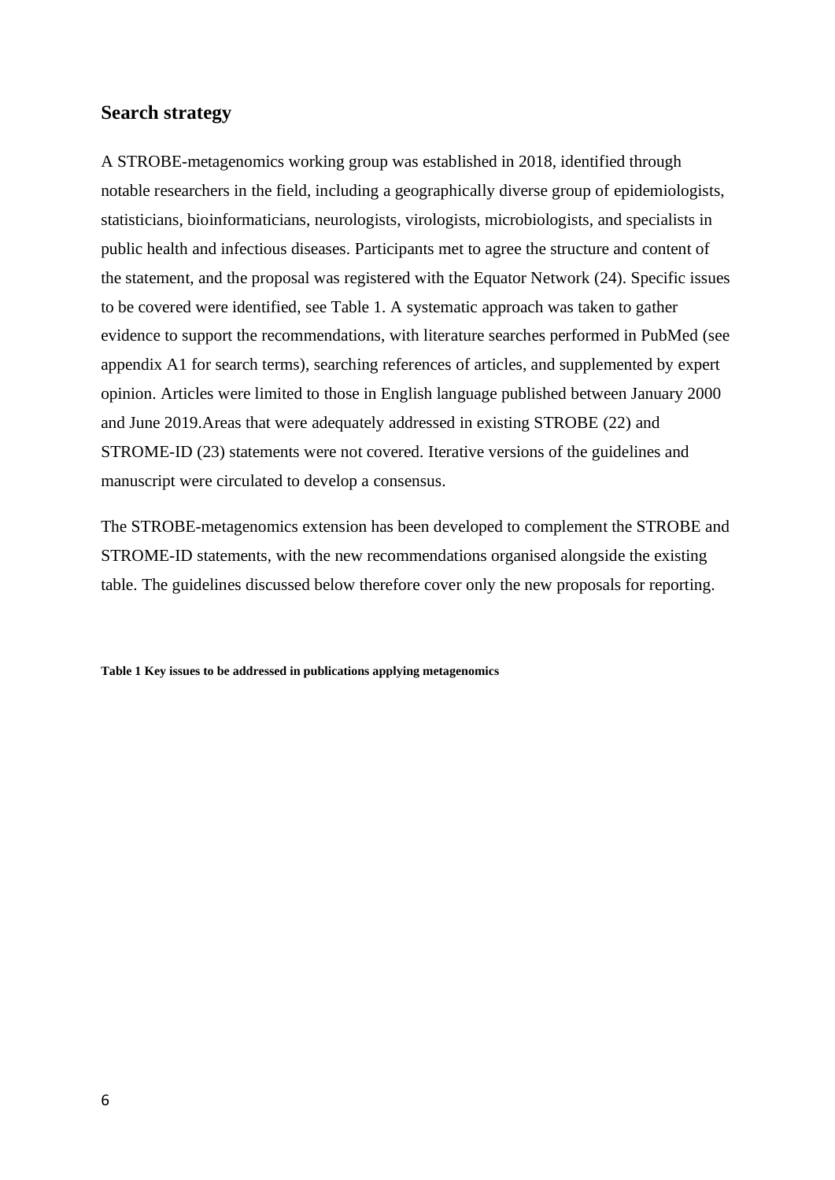## Search strategy

A STROBE-metagenomics working group was established in 2018, identified through notable researchers in the field, including a geographically diverse group of epidemiologists, statisticians, bioinformaticians, neurologists, virologists, microbiologists, and specialists in public health and infectious diseases. Participants met to agree the structure and content of the statement, and the proposal was registered with the Equator Network (24). Specific issues to be covered were identified, see Table 1. A systematic approach was taken to gather evidence to support the recommendations, with literature searches performed in PubMed (see appendix A1 for search terms), searching references of articles, and supplemented by expert opinion. Articles were limited to those in English language published between January 2000 and June 2019.Areas that were adequately addressed in existing STROBE (22) and STROME-ID (23) statements were not covered. Iterative versions of the guidelines and manuscript were circulated to develop a consensus.

The STROBE-metagenomics extension has been developed to complement the STROBE and STROME-ID statements, with the new recommendations organised alongside the existing table. The guidelines discussed below therefore cover only the new proposals for reporting.

**Table 1 Key issues to be addressed in publications applying metagenomics**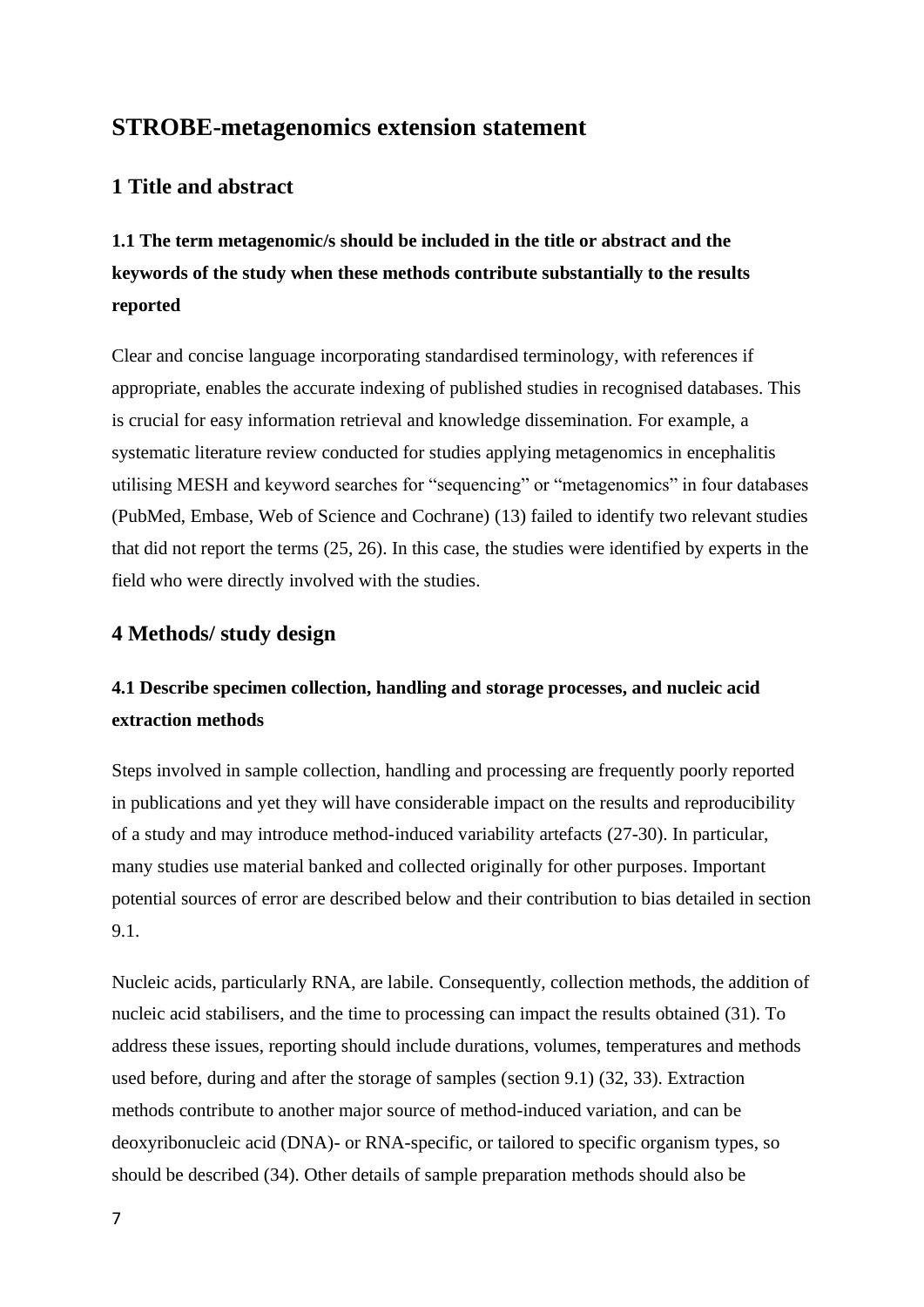# STROBE-metagenomics extension statement

## 1 Title and abstract

### 1.1 The term metagenomic/s should be included in the title or abstract and the keywords of the study when these methods contribute substantially to the results reported

Clear and concise language incorporating standardised terminology, with references if appropriate, enables the accurate indexing of published studies in recognised databases. This is crucial for easy information retrieval and knowledge dissemination. For example, a systematic literature review conducted for studies applying metagenomics in encephalitis utilising MESH and keyword searches for "sequencing" or "metagenomics" in four databases (PubMed, Embase, Web of Science and Cochrane) (13) failed to identify two relevant studies that did not report the terms (25, 26). In this case, the studies were identified by experts in the field who were directly involved with the studies.

## 4 Methods/ study design

### 4.1 Describe specimen collection, handling and storage processes, and nucleic acid extraction methods

Steps involved in sample collection, handling and processing are frequently poorly reported in publications and yet they will have considerable impact on the results and reproducibility of a study and may introduce method-induced variability artefacts (27-30). In particular, many studies use material banked and collected originally for other purposes. Important potential sources of error are described below and their contribution to bias detailed in section 9.1.

Nucleic acids, particularly RNA, are labile. Consequently, collection methods, the addition of nucleic acid stabilisers, and the time to processing can impact the results obtained (31). To address these issues, reporting should include durations, volumes, temperatures and methods used before, during and after the storage of samples (section 9.1) (32, 33). Extraction methods contribute to another major source of method-induced variation, and can be deoxyribonucleic acid (DNA)- or RNA-specific, or tailored to specific organism types, so should be described (34). Other details of sample preparation methods should also be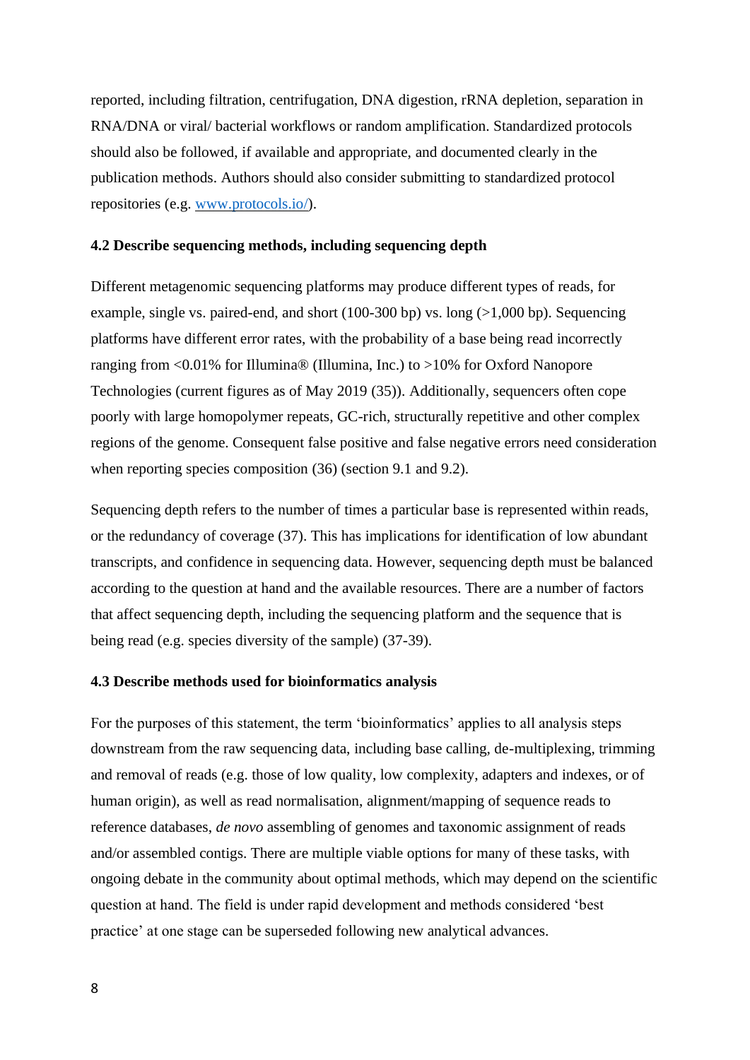reported, including filtration, centrifugation, DNA digestion, rRNA depletion, separation in RNA/DNA or viral/ bacterial workflows or random amplification. Standardized protocols should also be followed, if available and appropriate, and documented clearly in the publication methods. Authors should also consider submitting to standardized protocol repositories (e.g. [www.protocols.io/](www.protocols.io/)).

### 4.2 Describe sequencing methods, including sequencing depth

Different metagenomic sequencing platforms may produce different types of reads, for example, single vs. paired-end, and short (100-300 bp) vs. long (>1,000 bp). Sequencing platforms have different error rates, with the probability of a base being read incorrectly ranging from <0.01% for Illumina® (Illumina, Inc.) to >10% for Oxford Nanopore Technologies (current figures as of May 2019 (35)). Additionally, sequencers often cope poorly with large homopolymer repeats, GC-rich, structurally repetitive and other complex regions of the genome. Consequent false positive and false negative errors need consideration when reporting species composition (36) (section 9.1 and 9.2).

Sequencing depth refers to the number of times a particular base is represented within reads, or the redundancy of coverage (37). This has implications for identification of low abundant transcripts, and confidence in sequencing data. However, sequencing depth must be balanced according to the question at hand and the available resources. There are a number of factors that affect sequencing depth, including the sequencing platform and the sequence that is being read (e.g. species diversity of the sample) (37-39).

### 4.3 Describe methods used for bioinformatics analysis

For the purposes of this statement, the term 'bioinformatics' applies to all analysis steps downstream from the raw sequencing data, including base calling, de-multiplexing, trimming and removal of reads (e.g. those of low quality, low complexity, adapters and indexes, or of human origin), as well as read normalisation, alignment/mapping of sequence reads to reference databases, *de novo* assembling of genomes and taxonomic assignment of reads and/or assembled contigs. There are multiple viable options for many of these tasks, with ongoing debate in the community about optimal methods, which may depend on the scientific question at hand. The field is under rapid development and methods considered 'best practice' at one stage can be superseded following new analytical advances.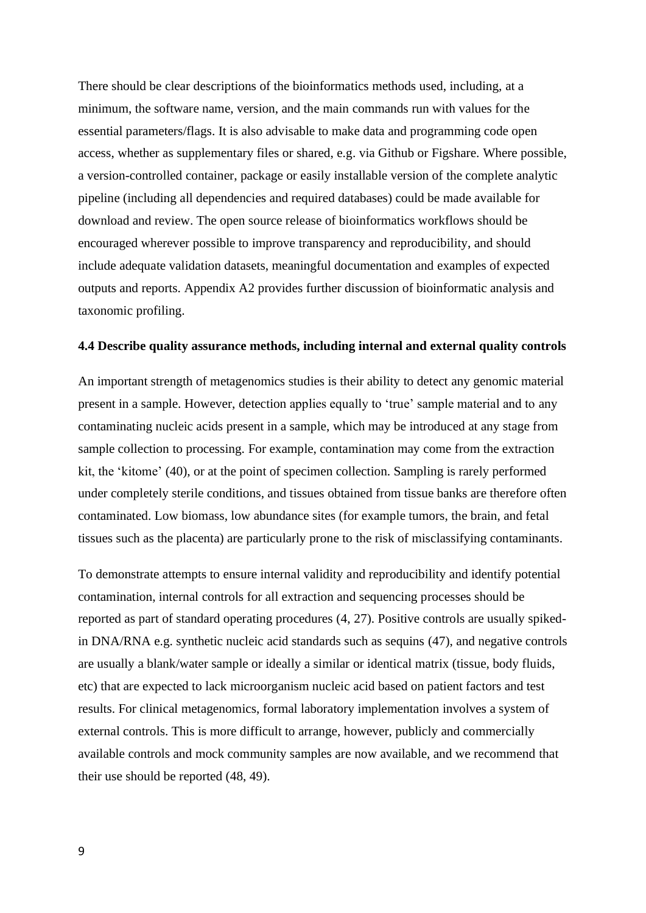There should be clear descriptions of the bioinformatics methods used, including, at a minimum, the software name, version, and the main commands run with values for the essential parameters/flags. It is also advisable to make data and programming code open access, whether as supplementary files or shared, e.g. via Github or Figshare. Where possible, a version-controlled container, package or easily installable version of the complete analytic pipeline (including all dependencies and required databases) could be made available for download and review. The open source release of bioinformatics workflows should be encouraged wherever possible to improve transparency and reproducibility, and should include adequate validation datasets, meaningful documentation and examples of expected outputs and reports. Appendix A2 provides further discussion of bioinformatic analysis and taxonomic profiling.

### 4.4 Describe quality assurance methods, including internal and external quality controls

An important strength of metagenomics studies is their ability to detect any genomic material present in a sample. However, detection applies equally to 'true' sample material and to any contaminating nucleic acids present in a sample, which may be introduced at any stage from sample collection to processing. For example, contamination may come from the extraction kit, the 'kitome' (40), or at the point of specimen collection. Sampling is rarely performed under completely sterile conditions, and tissues obtained from tissue banks are therefore often contaminated. Low biomass, low abundance sites (for example tumors, the brain, and fetal tissues such as the placenta) are particularly prone to the risk of misclassifying contaminants.

To demonstrate attempts to ensure internal validity and reproducibility and identify potential contamination, internal controls for all extraction and sequencing processes should be reported as part of standard operating procedures (4, 27). Positive controls are usually spiked-in DNA/RNA e.g. synthetic nucleic acid standards such as sequins (47), and negative controls are usually a blank/water sample or ideally a similar or identical matrix (tissue, body fluids, etc) that are expected to lack microorganism nucleic acid based on patient factors and test results. For clinical metagenomics, formal laboratory implementation involves a system of external controls. This is more difficult to arrange, however, publicly and commercially available controls and mock community samples are now available, and we recommend that their use should be reported (48, 49).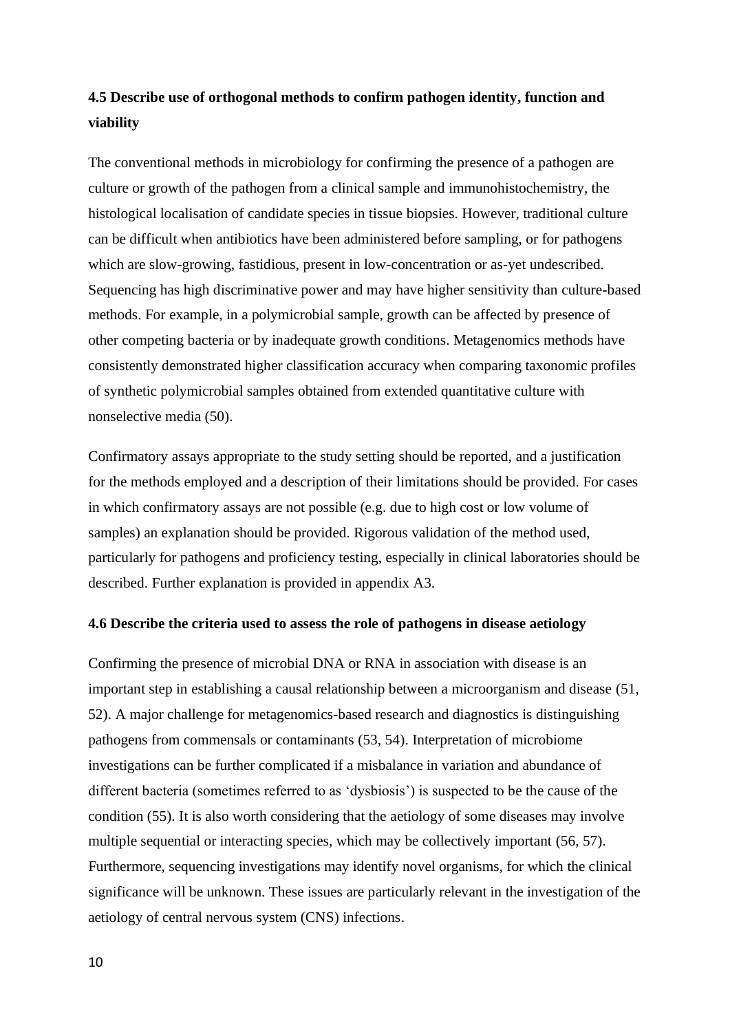### 4.5 Describe use of orthogonal methods to confirm pathogen identity, function and viability

The conventional methods in microbiology for confirming the presence of a pathogen are culture or growth of the pathogen from a clinical sample and immunohistochemistry, the histological localisation of candidate species in tissue biopsies. However, traditional culture can be difficult when antibiotics have been administered before sampling, or for pathogens which are slow-growing, fastidious, present in low-concentration or as-yet undescribed. Sequencing has high discriminative power and may have higher sensitivity than culture-based methods. For example, in a polymicrobial sample, growth can be affected by presence of other competing bacteria or by inadequate growth conditions. Metagenomics methods have consistently demonstrated higher classification accuracy when comparing taxonomic profiles of synthetic polymicrobial samples obtained from extended quantitative culture with nonselective media (50).

Confirmatory assays appropriate to the study setting should be reported, and a justification for the methods employed and a description of their limitations should be provided. For cases in which confirmatory assays are not possible (e.g. due to high cost or low volume of samples) an explanation should be provided. Rigorous validation of the method used, particularly for pathogens and proficiency testing, especially in clinical laboratories should be described. Further explanation is provided in appendix A3.

### 4.6 Describe the criteria used to assess the role of pathogens in disease aetiology

Confirming the presence of microbial DNA or RNA in association with disease is an important step in establishing a causal relationship between a microorganism and disease (51, 52). A major challenge for metagenomics-based research and diagnostics is distinguishing pathogens from commensals or contaminants (53, 54). Interpretation of microbiome investigations can be further complicated if a misbalance in variation and abundance of different bacteria (sometimes referred to as 'dysbiosis') is suspected to be the cause of the condition (55). It is also worth considering that the aetiology of some diseases may involve multiple sequential or interacting species, which may be collectively important (56, 57). Furthermore, sequencing investigations may identify novel organisms, for which the clinical significance will be unknown. These issues are particularly relevant in the investigation of the aetiology of central nervous system (CNS) infections.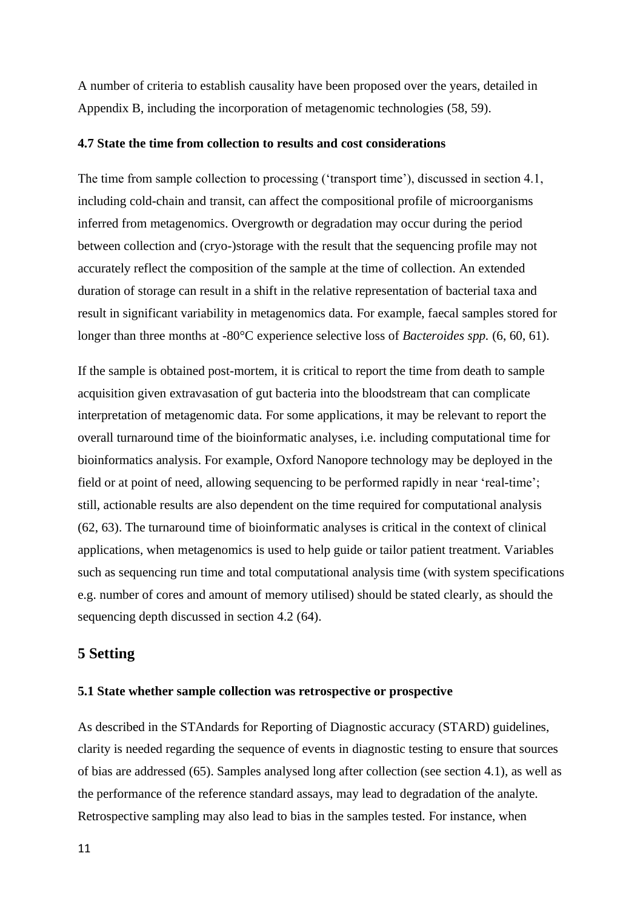A number of criteria to establish causality have been proposed over the years, detailed in Appendix B, including the incorporation of metagenomic technologies (58, 59).

#### 4.7 State the time from collection to results and cost considerations

The time from sample collection to processing ('transport time'), discussed in section 4.1, including cold-chain and transit, can affect the compositional profile of microorganisms inferred from metagenomics. Overgrowth or degradation may occur during the period between collection and (cryo-)storage with the result that the sequencing profile may not accurately reflect the composition of the sample at the time of collection. An extended duration of storage can result in a shift in the relative representation of bacterial taxa and result in significant variability in metagenomics data. For example, faecal samples stored for longer than three months at -80°C experience selective loss of *Bacteroides spp.* (6, 60, 61).

If the sample is obtained post-mortem, it is critical to report the time from death to sample acquisition given extravasation of gut bacteria into the bloodstream that can complicate interpretation of metagenomic data. For some applications, it may be relevant to report the overall turnaround time of the bioinformatic analyses, i.e. including computational time for bioinformatics analysis. For example, Oxford Nanopore technology may be deployed in the field or at point of need, allowing sequencing to be performed rapidly in near 'real-time'; still, actionable results are also dependent on the time required for computational analysis (62, 63). The turnaround time of bioinformatic analyses is critical in the context of clinical applications, when metagenomics is used to help guide or tailor patient treatment. Variables such as sequencing run time and total computational analysis time (with system specifications e.g. number of cores and amount of memory utilised) should be stated clearly, as should the sequencing depth discussed in section 4.2 (64).

## 5 Setting

#### 5.1 State whether sample collection was retrospective or prospective

As described in the STAndards for Reporting of Diagnostic accuracy (STARD) guidelines, clarity is needed regarding the sequence of events in diagnostic testing to ensure that sources of bias are addressed (65). Samples analysed long after collection (see section 4.1), as well as the performance of the reference standard assays, may lead to degradation of the analyte. Retrospective sampling may also lead to bias in the samples tested. For instance, when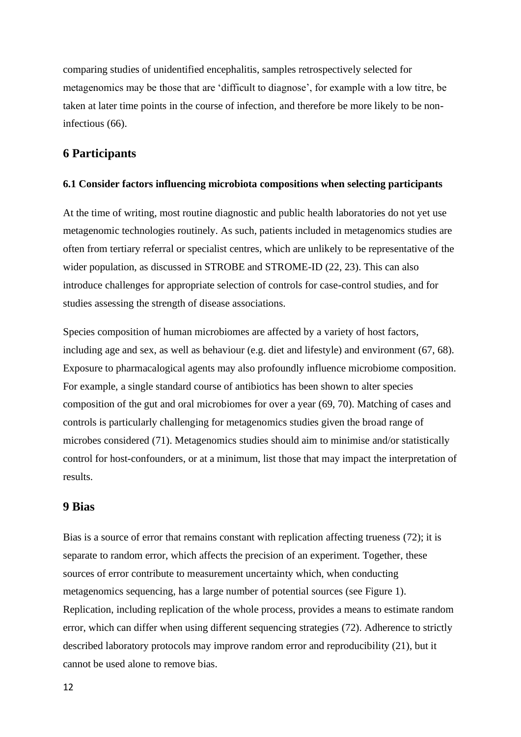comparing studies of unidentified encephalitis, samples retrospectively selected for metagenomics may be those that are 'difficult to diagnose', for example with a low titre, be taken at later time points in the course of infection, and therefore be more likely to be non-infectious (66).

## 6 Participants

### 6.1 Consider factors influencing microbiota compositions when selecting participants

At the time of writing, most routine diagnostic and public health laboratories do not yet use metagenomic technologies routinely. As such, patients included in metagenomics studies are often from tertiary referral or specialist centres, which are unlikely to be representative of the wider population, as discussed in STROBE and STROME-ID (22, 23). This can also introduce challenges for appropriate selection of controls for case-control studies, and for studies assessing the strength of disease associations.

Species composition of human microbiomes are affected by a variety of host factors, including age and sex, as well as behaviour (e.g. diet and lifestyle) and environment (67, 68). Exposure to pharmacalogical agents may also profoundly influence microbiome composition. For example, a single standard course of antibiotics has been shown to alter species composition of the gut and oral microbiomes for over a year (69, 70). Matching of cases and controls is particularly challenging for metagenomics studies given the broad range of microbes considered (71). Metagenomics studies should aim to minimise and/or statistically control for host-confounders, or at a minimum, list those that may impact the interpretation of results.

## 9 Bias

Bias is a source of error that remains constant with replication affecting trueness (72); it is separate to random error, which affects the precision of an experiment. Together, these sources of error contribute to measurement uncertainty which, when conducting metagenomics sequencing, has a large number of potential sources (see Figure 1). Replication, including replication of the whole process, provides a means to estimate random error, which can differ when using different sequencing strategies (72). Adherence to strictly described laboratory protocols may improve random error and reproducibility (21), but it cannot be used alone to remove bias.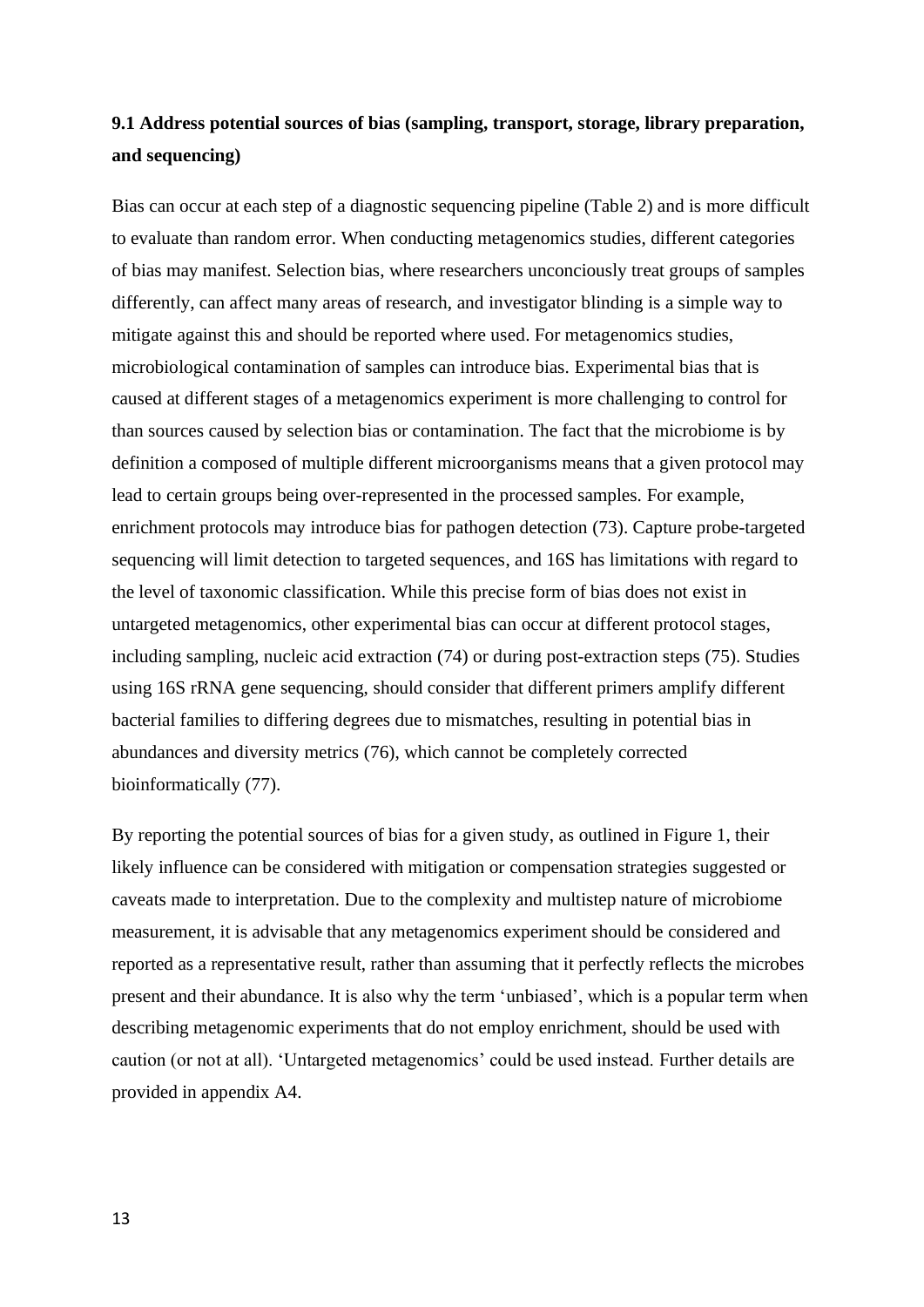### 9.1 Address potential sources of bias (sampling, transport, storage, library preparation, and sequencing)

Bias can occur at each step of a diagnostic sequencing pipeline (Table 2) and is more difficult to evaluate than random error. When conducting metagenomics studies, different categories of bias may manifest. Selection bias, where researchers unconciously treat groups of samples differently, can affect many areas of research, and investigator blinding is a simple way to mitigate against this and should be reported where used. For metagenomics studies, microbiological contamination of samples can introduce bias. Experimental bias that is caused at different stages of a metagenomics experiment is more challenging to control for than sources caused by selection bias or contamination. The fact that the microbiome is by definition a composed of multiple different microorganisms means that a given protocol may lead to certain groups being over-represented in the processed samples. For example, enrichment protocols may introduce bias for pathogen detection (73). Capture probe-targeted sequencing will limit detection to targeted sequences, and 16S has limitations with regard to the level of taxonomic classification. While this precise form of bias does not exist in untargeted metagenomics, other experimental bias can occur at different protocol stages, including sampling, nucleic acid extraction (74) or during post-extraction steps (75). Studies using 16S rRNA gene sequencing, should consider that different primers amplify different bacterial families to differing degrees due to mismatches, resulting in potential bias in abundances and diversity metrics (76), which cannot be completely corrected bioinformatically (77).

By reporting the potential sources of bias for a given study, as outlined in Figure 1, their likely influence can be considered with mitigation or compensation strategies suggested or caveats made to interpretation. Due to the complexity and multistep nature of microbiome measurement, it is advisable that any metagenomics experiment should be considered and reported as a representative result, rather than assuming that it perfectly reflects the microbes present and their abundance. It is also why the term 'unbiased', which is a popular term when describing metagenomic experiments that do not employ enrichment, should be used with caution (or not at all). 'Untargeted metagenomics' could be used instead. Further details are provided in appendix A4.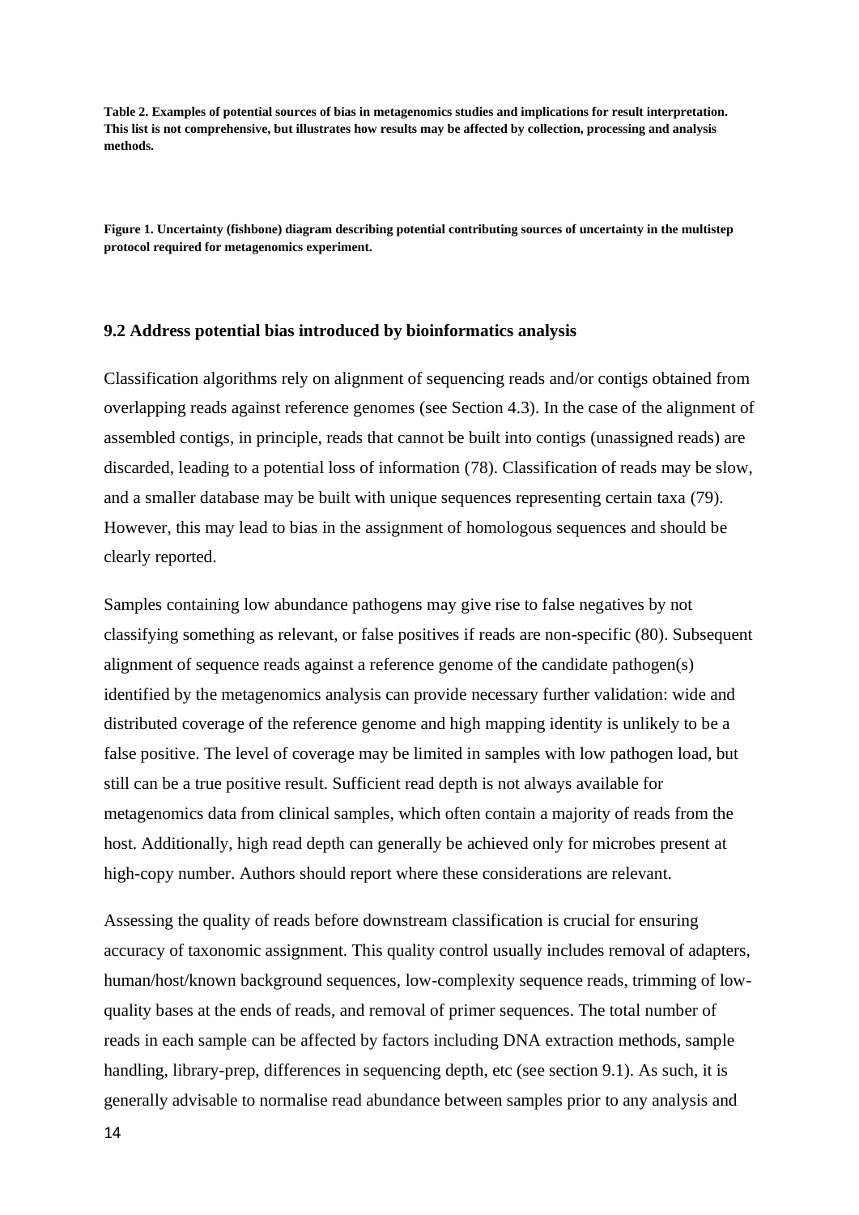**Table 2. Examples of potential sources of bias in metagenomics studies and implications for result interpretation. This list is not comprehensive, but illustrates how results may be affected by collection, processing and analysis methods.**

**Figure 1. Uncertainty (fishbone) diagram describing potential contributing sources of uncertainty in the multistep protocol required for metagenomics experiment.**

### 9.2 Address potential bias introduced by bioinformatics analysis

Classification algorithms rely on alignment of sequencing reads and/or contigs obtained from overlapping reads against reference genomes (see Section 4.3). In the case of the alignment of assembled contigs, in principle, reads that cannot be built into contigs (unassigned reads) are discarded, leading to a potential loss of information (78). Classification of reads may be slow, and a smaller database may be built with unique sequences representing certain taxa (79). However, this may lead to bias in the assignment of homologous sequences and should be clearly reported.

Samples containing low abundance pathogens may give rise to false negatives by not classifying something as relevant, or false positives if reads are non-specific (80). Subsequent alignment of sequence reads against a reference genome of the candidate pathogen(s) identified by the metagenomics analysis can provide necessary further validation: wide and distributed coverage of the reference genome and high mapping identity is unlikely to be a false positive. The level of coverage may be limited in samples with low pathogen load, but still can be a true positive result. Sufficient read depth is not always available for metagenomics data from clinical samples, which often contain a majority of reads from the host. Additionally, high read depth can generally be achieved only for microbes present at high-copy number. Authors should report where these considerations are relevant.

Assessing the quality of reads before downstream classification is crucial for ensuring accuracy of taxonomic assignment. This quality control usually includes removal of adapters, human/host/known background sequences, low-complexity sequence reads, trimming of low-quality bases at the ends of reads, and removal of primer sequences. The total number of reads in each sample can be affected by factors including DNA extraction methods, sample handling, library-prep, differences in sequencing depth, etc (see section 9.1). As such, it is generally advisable to normalise read abundance between samples prior to any analysis and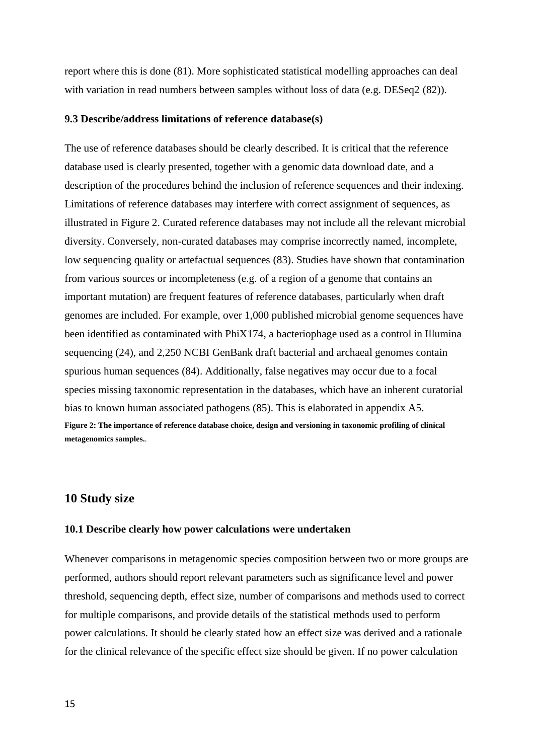report where this is done (81). More sophisticated statistical modelling approaches can deal with variation in read numbers between samples without loss of data (e.g. DESeq2 (82)).

### 9.3 Describe/address limitations of reference database(s)

The use of reference databases should be clearly described. It is critical that the reference database used is clearly presented, together with a genomic data download date, and a description of the procedures behind the inclusion of reference sequences and their indexing. Limitations of reference databases may interfere with correct assignment of sequences, as illustrated in Figure 2. Curated reference databases may not include all the relevant microbial diversity. Conversely, non-curated databases may comprise incorrectly named, incomplete, low sequencing quality or artefactual sequences (83). Studies have shown that contamination from various sources or incompleteness (e.g. of a region of a genome that contains an important mutation) are frequent features of reference databases, particularly when draft genomes are included. For example, over 1,000 published microbial genome sequences have been identified as contaminated with PhiX174, a bacteriophage used as a control in Illumina sequencing (24), and 2,250 NCBI GenBank draft bacterial and archaeal genomes contain spurious human sequences (84). Additionally, false negatives may occur due to a focal species missing taxonomic representation in the databases, which have an inherent curatorial bias to known human associated pathogens (85). This is elaborated in appendix A5.

**Figure 2: The importance of reference database choice, design and versioning in taxonomic profiling of clinical metagenomics samples.**.

## 10 Study size

### 10.1 Describe clearly how power calculations were undertaken

Whenever comparisons in metagenomic species composition between two or more groups are performed, authors should report relevant parameters such as significance level and power threshold, sequencing depth, effect size, number of comparisons and methods used to correct for multiple comparisons, and provide details of the statistical methods used to perform power calculations. It should be clearly stated how an effect size was derived and a rationale for the clinical relevance of the specific effect size should be given. If no power calculation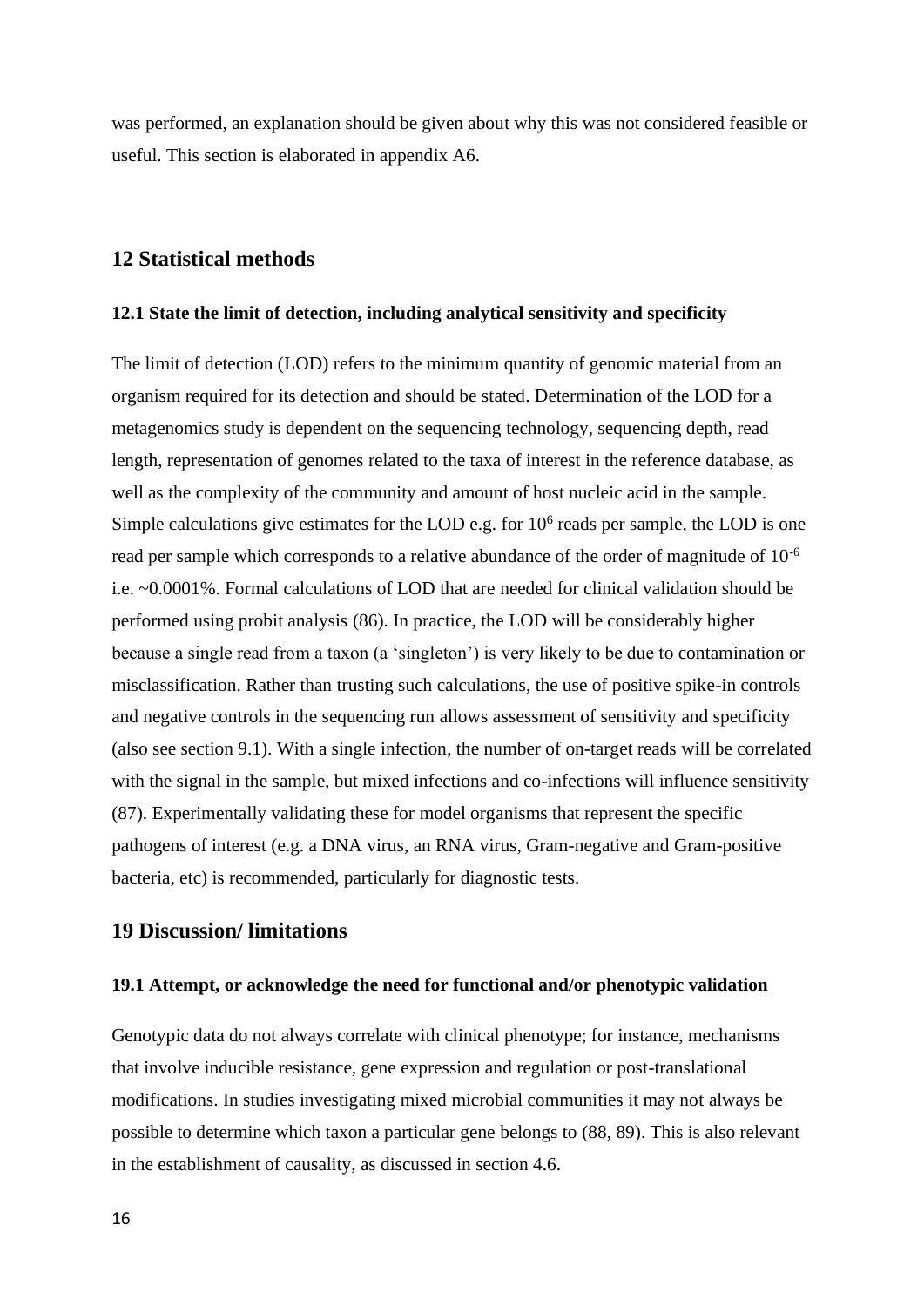was performed, an explanation should be given about why this was not considered feasible or useful. This section is elaborated in appendix A6.

## 12 Statistical methods

### 12.1 State the limit of detection, including analytical sensitivity and specificity

The limit of detection (LOD) refers to the minimum quantity of genomic material from an organism required for its detection and should be stated. Determination of the LOD for a metagenomics study is dependent on the sequencing technology, sequencing depth, read length, representation of genomes related to the taxa of interest in the reference database, as well as the complexity of the community and amount of host nucleic acid in the sample. Simple calculations give estimates for the LOD e.g. for $10^6$ reads per sample, the LOD is one read per sample which corresponds to a relative abundance of the order of magnitude of $10^{-6}$ i.e. ~0.0001%. Formal calculations of LOD that are needed for clinical validation should be performed using probit analysis (86). In practice, the LOD will be considerably higher because a single read from a taxon (a 'singleton') is very likely to be due to contamination or misclassification. Rather than trusting such calculations, the use of positive spike-in controls and negative controls in the sequencing run allows assessment of sensitivity and specificity (also see section 9.1). With a single infection, the number of on-target reads will be correlated with the signal in the sample, but mixed infections and co-infections will influence sensitivity (87). Experimentally validating these for model organisms that represent the specific pathogens of interest (e.g. a DNA virus, an RNA virus, Gram-negative and Gram-positive bacteria, etc) is recommended, particularly for diagnostic tests.

## 19 Discussion/ limitations

### 19.1 Attempt, or acknowledge the need for functional and/or phenotypic validation

Genotypic data do not always correlate with clinical phenotype; for instance, mechanisms that involve inducible resistance, gene expression and regulation or post-translational modifications. In studies investigating mixed microbial communities it may not always be possible to determine which taxon a particular gene belongs to (88, 89). This is also relevant in the establishment of causality, as discussed in section 4.6.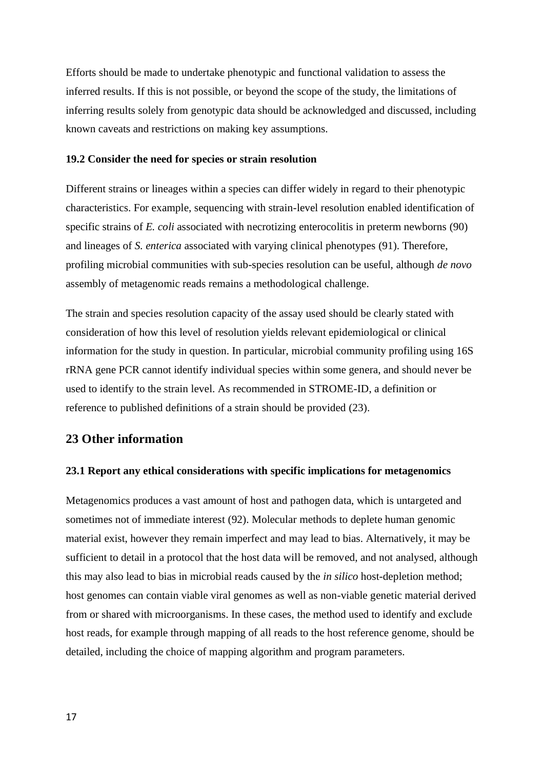Efforts should be made to undertake phenotypic and functional validation to assess the inferred results. If this is not possible, or beyond the scope of the study, the limitations of inferring results solely from genotypic data should be acknowledged and discussed, including known caveats and restrictions on making key assumptions.

### 19.2 Consider the need for species or strain resolution

Different strains or lineages within a species can differ widely in regard to their phenotypic characteristics. For example, sequencing with strain-level resolution enabled identification of specific strains of *E. coli* associated with necrotizing enterocolitis in preterm newborns (90) and lineages of *S. enterica* associated with varying clinical phenotypes (91). Therefore, profiling microbial communities with sub-species resolution can be useful, although *de novo* assembly of metagenomic reads remains a methodological challenge.

The strain and species resolution capacity of the assay used should be clearly stated with consideration of how this level of resolution yields relevant epidemiological or clinical information for the study in question. In particular, microbial community profiling using 16S rRNA gene PCR cannot identify individual species within some genera, and should never be used to identify to the strain level. As recommended in STROME-ID, a definition or reference to published definitions of a strain should be provided (23).

## 23 Other information

### 23.1 Report any ethical considerations with specific implications for metagenomics

Metagenomics produces a vast amount of host and pathogen data, which is untargeted and sometimes not of immediate interest (92). Molecular methods to deplete human genomic material exist, however they remain imperfect and may lead to bias. Alternatively, it may be sufficient to detail in a protocol that the host data will be removed, and not analysed, although this may also lead to bias in microbial reads caused by the *in silico* host-depletion method; host genomes can contain viable viral genomes as well as non-viable genetic material derived from or shared with microorganisms. In these cases, the method used to identify and exclude host reads, for example through mapping of all reads to the host reference genome, should be detailed, including the choice of mapping algorithm and program parameters.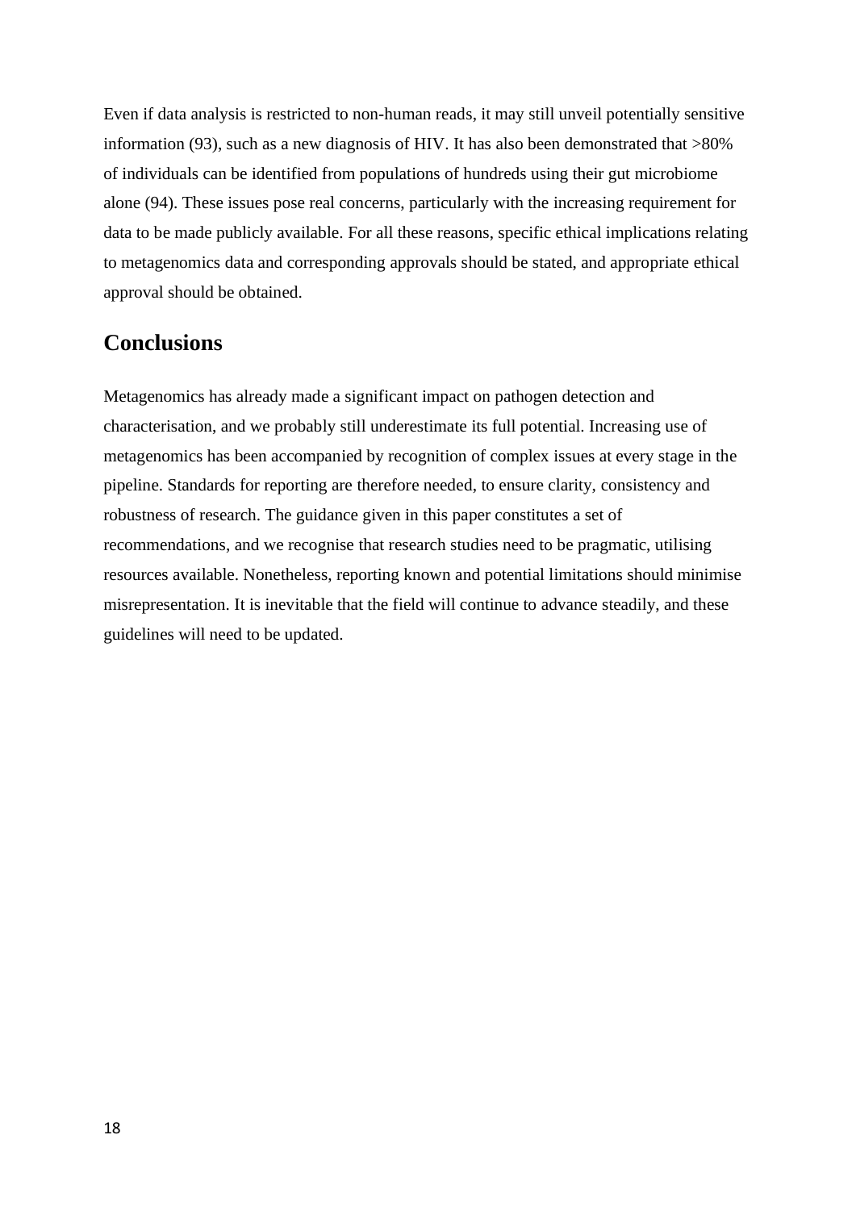Even if data analysis is restricted to non-human reads, it may still unveil potentially sensitive information (93), such as a new diagnosis of HIV. It has also been demonstrated that >80% of individuals can be identified from populations of hundreds using their gut microbiome alone (94). These issues pose real concerns, particularly with the increasing requirement for data to be made publicly available. For all these reasons, specific ethical implications relating to metagenomics data and corresponding approvals should be stated, and appropriate ethical approval should be obtained.

## Conclusions

Metagenomics has already made a significant impact on pathogen detection and characterisation, and we probably still underestimate its full potential. Increasing use of metagenomics has been accompanied by recognition of complex issues at every stage in the pipeline. Standards for reporting are therefore needed, to ensure clarity, consistency and robustness of research. The guidance given in this paper constitutes a set of recommendations, and we recognise that research studies need to be pragmatic, utilising resources available. Nonetheless, reporting known and potential limitations should minimise misrepresentation. It is inevitable that the field will continue to advance steadily, and these guidelines will need to be updated.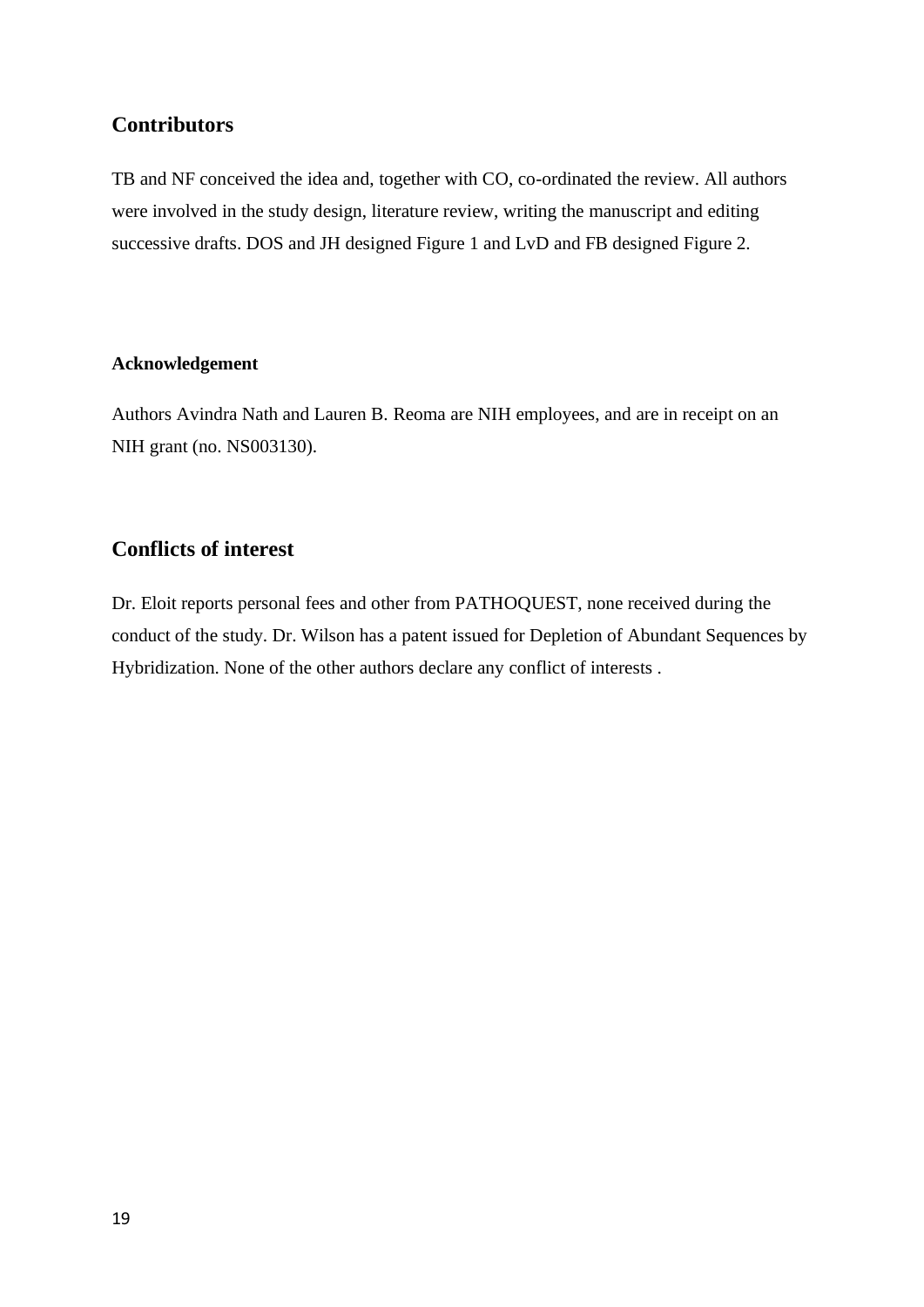## Contributors

TB and NF conceived the idea and, together with CO, co-ordinated the review. All authors were involved in the study design, literature review, writing the manuscript and editing successive drafts. DOS and JH designed Figure 1 and LvD and FB designed Figure 2.

### Acknowledgement

Authors Avindra Nath and Lauren B. Reoma are NIH employees, and are in receipt on an NIH grant (no. NS003130).

## Conflicts of interest

Dr. Eloit reports personal fees and other from PATHOQUEST, none received during the conduct of the study. Dr. Wilson has a patent issued for Depletion of Abundant Sequences by Hybridization. None of the other authors declare any conflict of interests .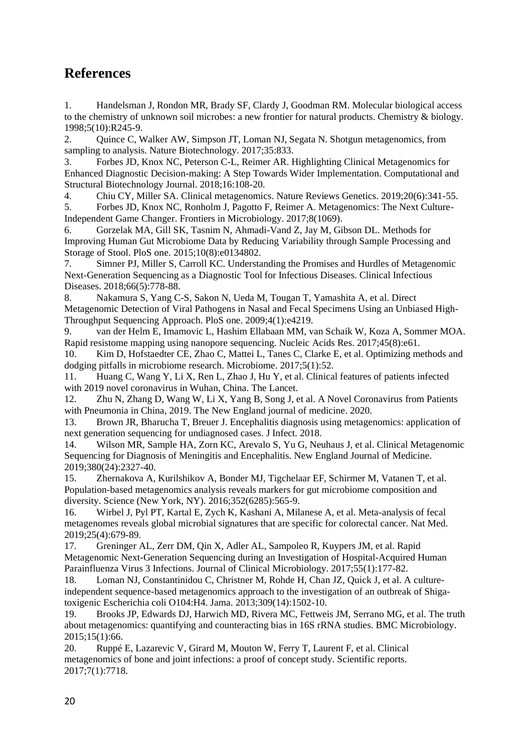# References

1. Handelsman J, Rondon MR, Brady SF, Clardy J, Goodman RM. Molecular biological access to the chemistry of unknown soil microbes: a new frontier for natural products. Chemistry & biology. 1998;5(10):R245-9.
2. Quince C, Walker AW, Simpson JT, Loman NJ, Segata N. Shotgun metagenomics, from sampling to analysis. Nature Biotechnology. 2017;35:833.
3. Forbes JD, Knox NC, Peterson C-L, Reimer AR. Highlighting Clinical Metagenomics for Enhanced Diagnostic Decision-making: A Step Towards Wider Implementation. Computational and Structural Biotechnology Journal. 2018;16:108-20.
4. Chiu CY, Miller SA. Clinical metagenomics. Nature Reviews Genetics. 2019;20(6):341-55.
5. Forbes JD, Knox NC, Ronholm J, Pagotto F, Reimer A. Metagenomics: The Next Culture-Independent Game Changer. Frontiers in Microbiology. 2017;8(1069).
6. Gorzelak MA, Gill SK, Tasnim N, Ahmadi-Vand Z, Jay M, Gibson DL. Methods for Improving Human Gut Microbiome Data by Reducing Variability through Sample Processing and Storage of Stool. PloS one. 2015;10(8):e0134802.
7. Simner PJ, Miller S, Carroll KC. Understanding the Promises and Hurdles of Metagenomic Next-Generation Sequencing as a Diagnostic Tool for Infectious Diseases. Clinical Infectious Diseases. 2018;66(5):778-88.
8. Nakamura S, Yang C-S, Sakon N, Ueda M, Tougan T, Yamashita A, et al. Direct Metagenomic Detection of Viral Pathogens in Nasal and Fecal Specimens Using an Unbiased High-Throughput Sequencing Approach. PloS one. 2009;4(1):e4219.
9. van der Helm E, Imamovic L, Hashim Ellabaan MM, van Schaik W, Koza A, Sommer MOA. Rapid resistome mapping using nanopore sequencing. Nucleic Acids Res. 2017;45(8):e61.
10. Kim D, Hofstaedter CE, Zhao C, Mattei L, Tanes C, Clarke E, et al. Optimizing methods and dodging pitfalls in microbiome research. Microbiome. 2017;5(1):52.
11. Huang C, Wang Y, Li X, Ren L, Zhao J, Hu Y, et al. Clinical features of patients infected with 2019 novel coronavirus in Wuhan, China. The Lancet.
12. Zhu N, Zhang D, Wang W, Li X, Yang B, Song J, et al. A Novel Coronavirus from Patients with Pneumonia in China, 2019. The New England journal of medicine. 2020.
13. Brown JR, Bharucha T, Breuer J. Encephalitis diagnosis using metagenomics: application of next generation sequencing for undiagnosed cases. J Infect. 2018.
14. Wilson MR, Sample HA, Zorn KC, Arevalo S, Yu G, Neuhaus J, et al. Clinical Metagenomic Sequencing for Diagnosis of Meningitis and Encephalitis. New England Journal of Medicine. 2019;380(24):2327-40.
15. Zhernakova A, Kurilshikov A, Bonder MJ, Tigchelaar EF, Schirmer M, Vatanen T, et al. Population-based metagenomics analysis reveals markers for gut microbiome composition and diversity. Science (New York, NY). 2016;352(6285):565-9.
16. Wirbel J, Pyl PT, Kartal E, Zych K, Kashani A, Milanese A, et al. Meta-analysis of fecal metagenomes reveals global microbial signatures that are specific for colorectal cancer. Nat Med. 2019;25(4):679-89.
17. Greninger AL, Zerr DM, Qin X, Adler AL, Sampoleo R, Kuypers JM, et al. Rapid Metagenomic Next-Generation Sequencing during an Investigation of Hospital-Acquired Human Parainfluenza Virus 3 Infections. Journal of Clinical Microbiology. 2017;55(1):177-82.
18. Loman NJ, Constantinidou C, Christner M, Rohde H, Chan JZ, Quick J, et al. A culture-independent sequence-based metagenomics approach to the investigation of an outbreak of Shiga-toxigenic Escherichia coli O104:H4. Jama. 2013;309(14):1502-10.
19. Brooks JP, Edwards DJ, Harwich MD, Rivera MC, Fettweis JM, Serrano MG, et al. The truth about metagenomics: quantifying and counteracting bias in 16S rRNA studies. BMC Microbiology. 2015;15(1):66.
20. Ruppé E, Lazarevic V, Girard M, Mouton W, Ferry T, Laurent F, et al. Clinical metagenomics of bone and joint infections: a proof of concept study. Scientific reports. 2017;7(1):7718.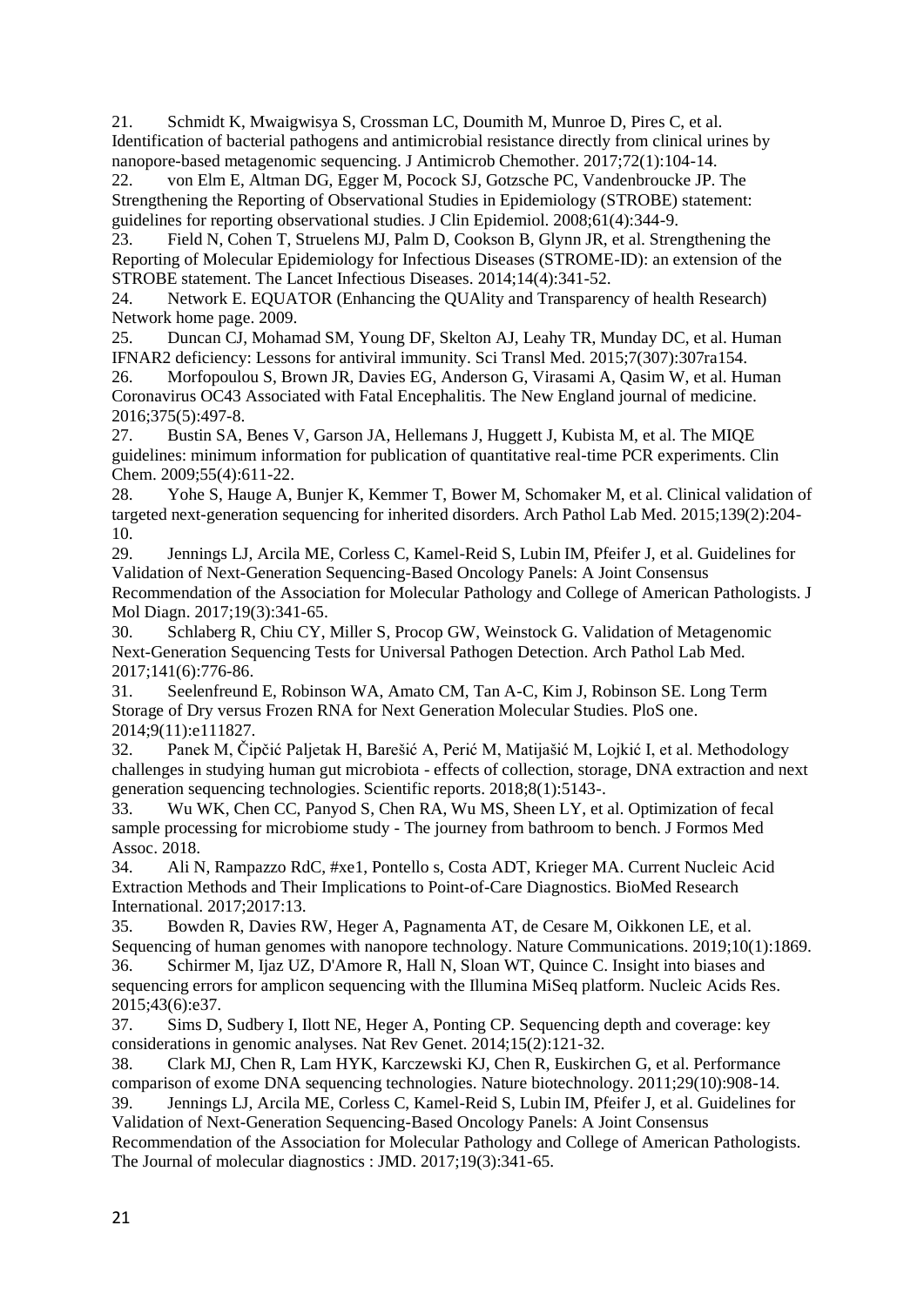21. Schmidt K, Mwaigwisya S, Crossman LC, Doumith M, Munroe D, Pires C, et al. Identification of bacterial pathogens and antimicrobial resistance directly from clinical urines by nanopore-based metagenomic sequencing. J Antimicrob Chemother. 2017;72(1):104-14.
22. von Elm E, Altman DG, Egger M, Pocock SJ, Gotzsche PC, Vandenbroucke JP. The Strengthening the Reporting of Observational Studies in Epidemiology (STROBE) statement: guidelines for reporting observational studies. J Clin Epidemiol. 2008;61(4):344-9.
23. Field N, Cohen T, Struelens MJ, Palm D, Cookson B, Glynn JR, et al. Strengthening the Reporting of Molecular Epidemiology for Infectious Diseases (STROME-ID): an extension of the STROBE statement. The Lancet Infectious Diseases. 2014;14(4):341-52.
24. Network E. EQUATOR (Enhancing the QUAlity and Transparency of health Research) Network home page. 2009.
25. Duncan CJ, Mohamad SM, Young DF, Skelton AJ, Leahy TR, Munday DC, et al. Human IFNAR2 deficiency: Lessons for antiviral immunity. Sci Transl Med. 2015;7(307):307ra154.
26. Morfopoulou S, Brown JR, Davies EG, Anderson G, Virasami A, Qasim W, et al. Human Coronavirus OC43 Associated with Fatal Encephalitis. The New England journal of medicine. 2016;375(5):497-8.
27. Bustin SA, Benes V, Garson JA, Hellemans J, Huggett J, Kubista M, et al. The MIQE guidelines: minimum information for publication of quantitative real-time PCR experiments. Clin Chem. 2009;55(4):611-22.
28. Yohe S, Hauge A, Bunjer K, Kemmer T, Bower M, Schomaker M, et al. Clinical validation of targeted next-generation sequencing for inherited disorders. Arch Pathol Lab Med. 2015;139(2):204-10.
29. Jennings LJ, Arcila ME, Corless C, Kamel-Reid S, Lubin IM, Pfeifer J, et al. Guidelines for Validation of Next-Generation Sequencing-Based Oncology Panels: A Joint Consensus Recommendation of the Association for Molecular Pathology and College of American Pathologists. J Mol Diagn. 2017;19(3):341-65.
30. Schlaberg R, Chiu CY, Miller S, Procop GW, Weinstock G. Validation of Metagenomic Next-Generation Sequencing Tests for Universal Pathogen Detection. Arch Pathol Lab Med. 2017;141(6):776-86.
31. Seelenfreund E, Robinson WA, Amato CM, Tan A-C, Kim J, Robinson SE. Long Term Storage of Dry versus Frozen RNA for Next Generation Molecular Studies. PloS one. 2014;9(11):e111827.
32. Panek M, Čipčić Paljetak H, Barešić A, Perić M, Matijašić M, Lojkić I, et al. Methodology challenges in studying human gut microbiota - effects of collection, storage, DNA extraction and next generation sequencing technologies. Scientific reports. 2018;8(1):5143-.
33. Wu WK, Chen CC, Panyod S, Chen RA, Wu MS, Sheen LY, et al. Optimization of fecal sample processing for microbiome study - The journey from bathroom to bench. J Formos Med Assoc. 2018.
34. Ali N, Rampazzo RdC, #xe1, Pontello s, Costa ADT, Krieger MA. Current Nucleic Acid Extraction Methods and Their Implications to Point-of-Care Diagnostics. BioMed Research International. 2017;2017:13.
35. Bowden R, Davies RW, Heger A, Pagnamenta AT, de Cesare M, Oikkonen LE, et al. Sequencing of human genomes with nanopore technology. Nature Communications. 2019;10(1):1869.
36. Schirmer M, Ijaz UZ, D'Amore R, Hall N, Sloan WT, Quince C. Insight into biases and sequencing errors for amplicon sequencing with the Illumina MiSeq platform. Nucleic Acids Res. 2015;43(6):e37.
37. Sims D, Sudbery I, Ilott NE, Heger A, Ponting CP. Sequencing depth and coverage: key considerations in genomic analyses. Nat Rev Genet. 2014;15(2):121-32.
38. Clark MJ, Chen R, Lam HYK, Karczewski KJ, Chen R, Euskirchen G, et al. Performance comparison of exome DNA sequencing technologies. Nature biotechnology. 2011;29(10):908-14.
39. Jennings LJ, Arcila ME, Corless C, Kamel-Reid S, Lubin IM, Pfeifer J, et al. Guidelines for Validation of Next-Generation Sequencing-Based Oncology Panels: A Joint Consensus Recommendation of the Association for Molecular Pathology and College of American Pathologists. The Journal of molecular diagnostics : JMD. 2017;19(3):341-65.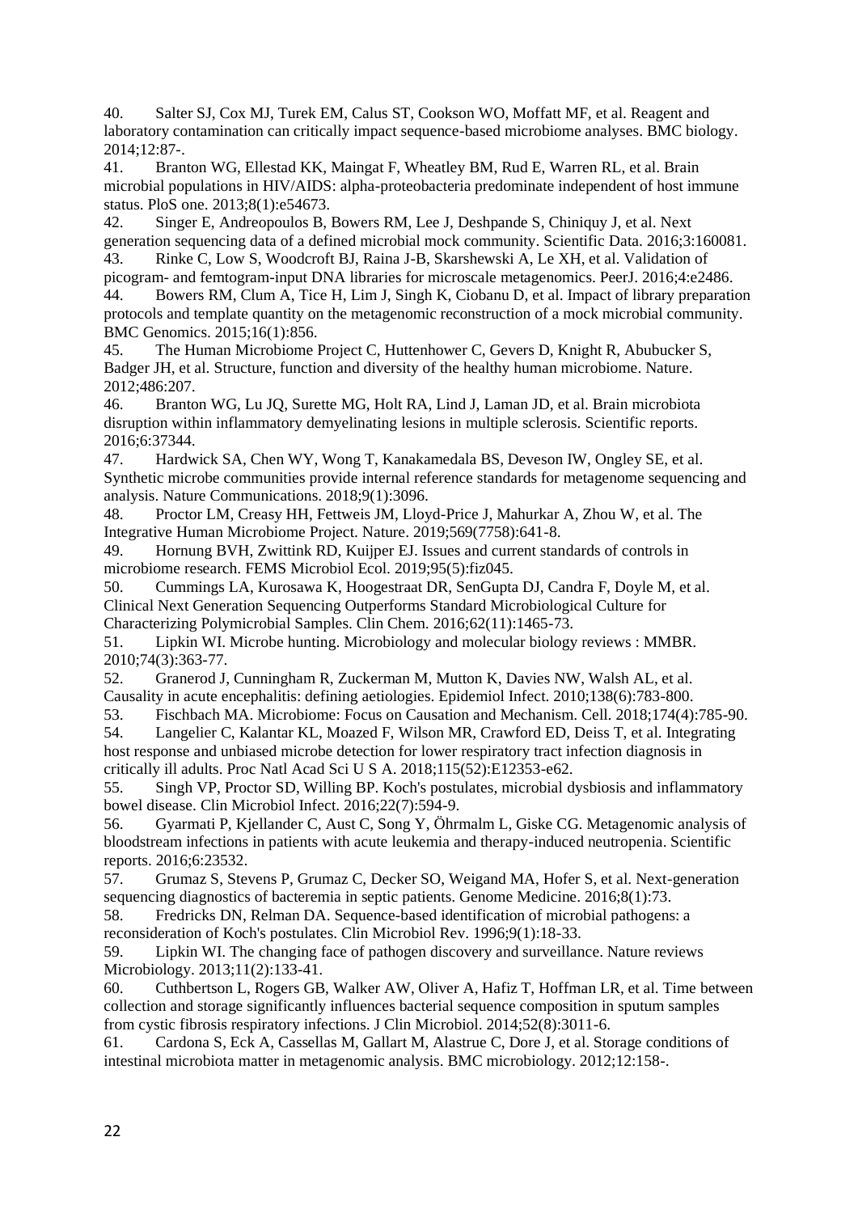40. Salter SJ, Cox MJ, Turek EM, Calus ST, Cookson WO, Moffatt MF, et al. Reagent and laboratory contamination can critically impact sequence-based microbiome analyses. BMC biology. 2014;12:87-.

41. Branton WG, Ellestad KK, Maingat F, Wheatley BM, Rud E, Warren RL, et al. Brain microbial populations in HIV/AIDS: alpha-proteobacteria predominate independent of host immune status. PloS one. 2013;8(1):e54673.

42. Singer E, Andreopoulos B, Bowers RM, Lee J, Deshpande S, Chiniquy J, et al. Next generation sequencing data of a defined microbial mock community. Scientific Data. 2016;3:160081.

43. Rinke C, Low S, Woodcroft BJ, Raina J-B, Skarshewski A, Le XH, et al. Validation of picogram- and femtogram-input DNA libraries for microscale metagenomics. PeerJ. 2016;4:e2486.

44. Bowers RM, Clum A, Tice H, Lim J, Singh K, Ciobanu D, et al. Impact of library preparation protocols and template quantity on the metagenomic reconstruction of a mock microbial community. BMC Genomics. 2015;16(1):856.

45. The Human Microbiome Project C, Huttenhower C, Gevers D, Knight R, Abubucker S, Badger JH, et al. Structure, function and diversity of the healthy human microbiome. Nature. 2012;486:207.

46. Branton WG, Lu JQ, Surette MG, Holt RA, Lind J, Laman JD, et al. Brain microbiota disruption within inflammatory demyelinating lesions in multiple sclerosis. Scientific reports. 2016;6:37344.

47. Hardwick SA, Chen WY, Wong T, Kanakamedala BS, Deveson IW, Ongley SE, et al. Synthetic microbe communities provide internal reference standards for metagenome sequencing and analysis. Nature Communications. 2018;9(1):3096.

48. Proctor LM, Creasy HH, Fettweis JM, Lloyd-Price J, Mahurkar A, Zhou W, et al. The Integrative Human Microbiome Project. Nature. 2019;569(7758):641-8.

49. Hornung BVH, Zwittink RD, Kuijper EJ. Issues and current standards of controls in microbiome research. FEMS Microbiol Ecol. 2019;95(5):fiz045.

50. Cummings LA, Kurosawa K, Hoogestraat DR, SenGupta DJ, Candra F, Doyle M, et al. Clinical Next Generation Sequencing Outperforms Standard Microbiological Culture for Characterizing Polymicrobial Samples. Clin Chem. 2016;62(11):1465-73.

51. Lipkin WI. Microbe hunting. Microbiology and molecular biology reviews : MMBR. 2010;74(3):363-77.

52. Granerod J, Cunningham R, Zuckerman M, Mutton K, Davies NW, Walsh AL, et al. Causality in acute encephalitis: defining aetiologies. Epidemiol Infect. 2010;138(6):783-800.

53. Fischbach MA. Microbiome: Focus on Causation and Mechanism. Cell. 2018;174(4):785-90.

54. Langelier C, Kalantar KL, Moazed F, Wilson MR, Crawford ED, Deiss T, et al. Integrating host response and unbiased microbe detection for lower respiratory tract infection diagnosis in critically ill adults. Proc Natl Acad Sci U S A. 2018;115(52):E12353-e62.

55. Singh VP, Proctor SD, Willing BP. Koch's postulates, microbial dysbiosis and inflammatory bowel disease. Clin Microbiol Infect. 2016;22(7):594-9.

56. Gyarmati P, Kjellander C, Aust C, Song Y, Öhrmalm L, Giske CG. Metagenomic analysis of bloodstream infections in patients with acute leukemia and therapy-induced neutropenia. Scientific reports. 2016;6:23532.

57. Grumaz S, Stevens P, Grumaz C, Decker SO, Weigand MA, Hofer S, et al. Next-generation sequencing diagnostics of bacteremia in septic patients. Genome Medicine. 2016;8(1):73.

58. Fredricks DN, Relman DA. Sequence-based identification of microbial pathogens: a reconsideration of Koch's postulates. Clin Microbiol Rev. 1996;9(1):18-33.

59. Lipkin WI. The changing face of pathogen discovery and surveillance. Nature reviews Microbiology. 2013;11(2):133-41.

60. Cuthbertson L, Rogers GB, Walker AW, Oliver A, Hafiz T, Hoffman LR, et al. Time between collection and storage significantly influences bacterial sequence composition in sputum samples from cystic fibrosis respiratory infections. J Clin Microbiol. 2014;52(8):3011-6.

61. Cardona S, Eck A, Cassellas M, Gallart M, Alastrue C, Dore J, et al. Storage conditions of intestinal microbiota matter in metagenomic analysis. BMC microbiology. 2012;12:158-.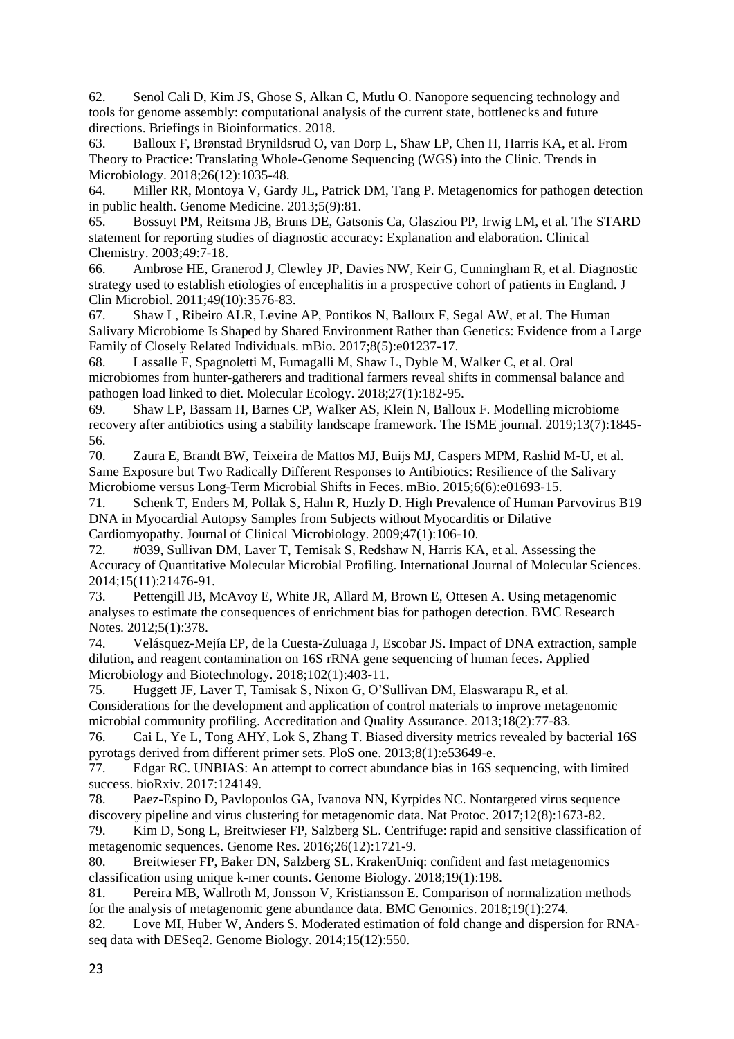62. Senol Cali D, Kim JS, Ghose S, Alkan C, Mutlu O. Nanopore sequencing technology and tools for genome assembly: computational analysis of the current state, bottlenecks and future directions. Briefings in Bioinformatics. 2018.
63. Balloux F, Brønstad Brynildsrud O, van Dorp L, Shaw LP, Chen H, Harris KA, et al. From Theory to Practice: Translating Whole-Genome Sequencing (WGS) into the Clinic. Trends in Microbiology. 2018;26(12):1035-48.
64. Miller RR, Montoya V, Gardy JL, Patrick DM, Tang P. Metagenomics for pathogen detection in public health. Genome Medicine. 2013;5(9):81.
65. Bossuyt PM, Reitsma JB, Bruns DE, Gatsonis Ca, Glasziou PP, Irwig LM, et al. The STARD statement for reporting studies of diagnostic accuracy: Explanation and elaboration. Clinical Chemistry. 2003;49:7-18.
66. Ambrose HE, Granerod J, Clewley JP, Davies NW, Keir G, Cunningham R, et al. Diagnostic strategy used to establish etiologies of encephalitis in a prospective cohort of patients in England. J Clin Microbiol. 2011;49(10):3576-83.
67. Shaw L, Ribeiro ALR, Levine AP, Pontikos N, Balloux F, Segal AW, et al. The Human Salivary Microbiome Is Shaped by Shared Environment Rather than Genetics: Evidence from a Large Family of Closely Related Individuals. mBio. 2017;8(5):e01237-17.
68. Lassalle F, Spagnoletti M, Fumagalli M, Shaw L, Dyble M, Walker C, et al. Oral microbiomes from hunter-gatherers and traditional farmers reveal shifts in commensal balance and pathogen load linked to diet. Molecular Ecology. 2018;27(1):182-95.
69. Shaw LP, Bassam H, Barnes CP, Walker AS, Klein N, Balloux F. Modelling microbiome recovery after antibiotics using a stability landscape framework. The ISME journal. 2019;13(7):1845-56.
70. Zaura E, Brandt BW, Teixeira de Mattos MJ, Buijs MJ, Caspers MPM, Rashid M-U, et al. Same Exposure but Two Radically Different Responses to Antibiotics: Resilience of the Salivary Microbiome versus Long-Term Microbial Shifts in Feces. mBio. 2015;6(6):e01693-15.
71. Schenk T, Enders M, Pollak S, Hahn R, Huzly D. High Prevalence of Human Parvovirus B19 DNA in Myocardial Autopsy Samples from Subjects without Myocarditis or Dilative Cardiomyopathy. Journal of Clinical Microbiology. 2009;47(1):106-10.
72. #039, Sullivan DM, Laver T, Temisak S, Redshaw N, Harris KA, et al. Assessing the Accuracy of Quantitative Molecular Microbial Profiling. International Journal of Molecular Sciences. 2014;15(11):21476-91.
73. Pettengill JB, McAvoy E, White JR, Allard M, Brown E, Ottesen A. Using metagenomic analyses to estimate the consequences of enrichment bias for pathogen detection. BMC Research Notes. 2012;5(1):378.
74. Velásquez-Mejía EP, de la Cuesta-Zuluaga J, Escobar JS. Impact of DNA extraction, sample dilution, and reagent contamination on 16S rRNA gene sequencing of human feces. Applied Microbiology and Biotechnology. 2018;102(1):403-11.
75. Huggett JF, Laver T, Tamisak S, Nixon G, O'Sullivan DM, Elaswarapu R, et al. Considerations for the development and application of control materials to improve metagenomic microbial community profiling. Accreditation and Quality Assurance. 2013;18(2):77-83.
76. Cai L, Ye L, Tong AHY, Lok S, Zhang T. Biased diversity metrics revealed by bacterial 16S pyrotags derived from different primer sets. PloS one. 2013;8(1):e53649-e.
77. Edgar RC. UNBIAS: An attempt to correct abundance bias in 16S sequencing, with limited success. bioRxiv. 2017:124149.
78. Paez-Espino D, Pavlopoulos GA, Ivanova NN, Kyrpides NC. Nontargeted virus sequence discovery pipeline and virus clustering for metagenomic data. Nat Protoc. 2017;12(8):1673-82.
79. Kim D, Song L, Breitwieser FP, Salzberg SL. Centrifuge: rapid and sensitive classification of metagenomic sequences. Genome Res. 2016;26(12):1721-9.
80. Breitwieser FP, Baker DN, Salzberg SL. KrakenUniq: confident and fast metagenomics classification using unique k-mer counts. Genome Biology. 2018;19(1):198.
81. Pereira MB, Wallroth M, Jonsson V, Kristiansson E. Comparison of normalization methods for the analysis of metagenomic gene abundance data. BMC Genomics. 2018;19(1):274.
82. Love MI, Huber W, Anders S. Moderated estimation of fold change and dispersion for RNA-seq data with DESeq2. Genome Biology. 2014;15(12):550.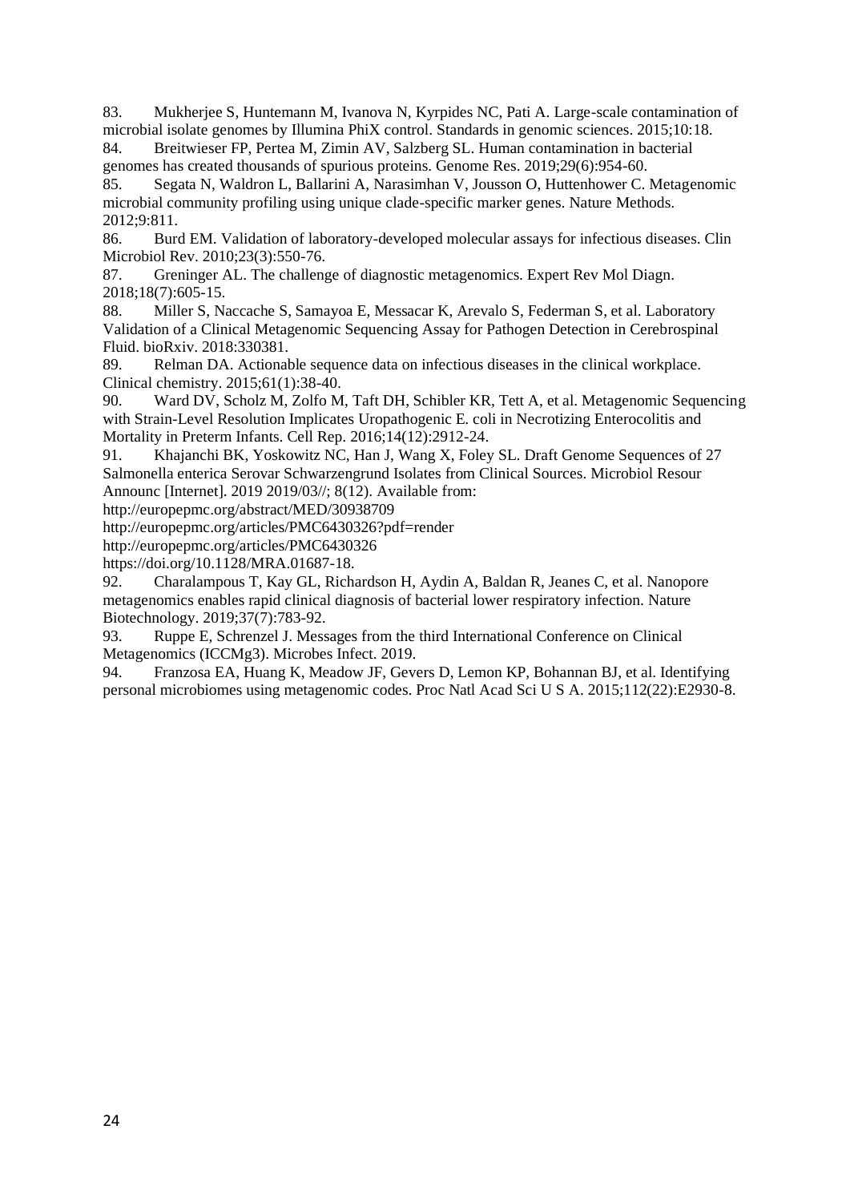83. Mukherjee S, Huntemann M, Ivanova N, Kyrpides NC, Pati A. Large-scale contamination of microbial isolate genomes by Illumina PhiX control. Standards in genomic sciences. 2015;10:18.

84. Breitwieser FP, Pertea M, Zimin AV, Salzberg SL. Human contamination in bacterial genomes has created thousands of spurious proteins. Genome Res. 2019;29(6):954-60.

85. Segata N, Waldron L, Ballarini A, Narasimhan V, Jousson O, Huttenhower C. Metagenomic microbial community profiling using unique clade-specific marker genes. Nature Methods. 2012;9:811.

86. Burd EM. Validation of laboratory-developed molecular assays for infectious diseases. Clin Microbiol Rev. 2010;23(3):550-76.

87. Greninger AL. The challenge of diagnostic metagenomics. Expert Rev Mol Diagn. 2018;18(7):605-15.

88. Miller S, Naccache S, Samayoa E, Messacar K, Arevalo S, Federman S, et al. Laboratory Validation of a Clinical Metagenomic Sequencing Assay for Pathogen Detection in Cerebrospinal Fluid. bioRxiv. 2018:330381.

89. Relman DA. Actionable sequence data on infectious diseases in the clinical workplace. Clinical chemistry. 2015;61(1):38-40.

90. Ward DV, Scholz M, Zolfo M, Taft DH, Schibler KR, Tett A, et al. Metagenomic Sequencing with Strain-Level Resolution Implicates Uropathogenic E. coli in Necrotizing Enterocolitis and Mortality in Preterm Infants. Cell Rep. 2016;14(12):2912-24.

91. Khajanchi BK, Yoskowitz NC, Han J, Wang X, Foley SL. Draft Genome Sequences of 27 Salmonella enterica Serovar Schwarzengrund Isolates from Clinical Sources. Microbiol Resour Announc [Internet]. 2019 2019/03//; 8(12). Available from:
http://europepmc.org/abstract/MED/30938709
http://europepmc.org/articles/PMC6430326?pdf=render
http://europepmc.org/articles/PMC6430326
https://doi.org/10.1128/MRA.01687-18.

92. Charalampous T, Kay GL, Richardson H, Aydin A, Baldan R, Jeanes C, et al. Nanopore metagenomics enables rapid clinical diagnosis of bacterial lower respiratory infection. Nature Biotechnology. 2019;37(7):783-92.

93. Ruppe E, Schrenzel J. Messages from the third International Conference on Clinical Metagenomics (ICCMg3). Microbes Infect. 2019.

94. Franzosa EA, Huang K, Meadow JF, Gevers D, Lemon KP, Bohannan BJ, et al. Identifying personal microbiomes using metagenomic codes. Proc Natl Acad Sci U S A. 2015;112(22):E2930-8.